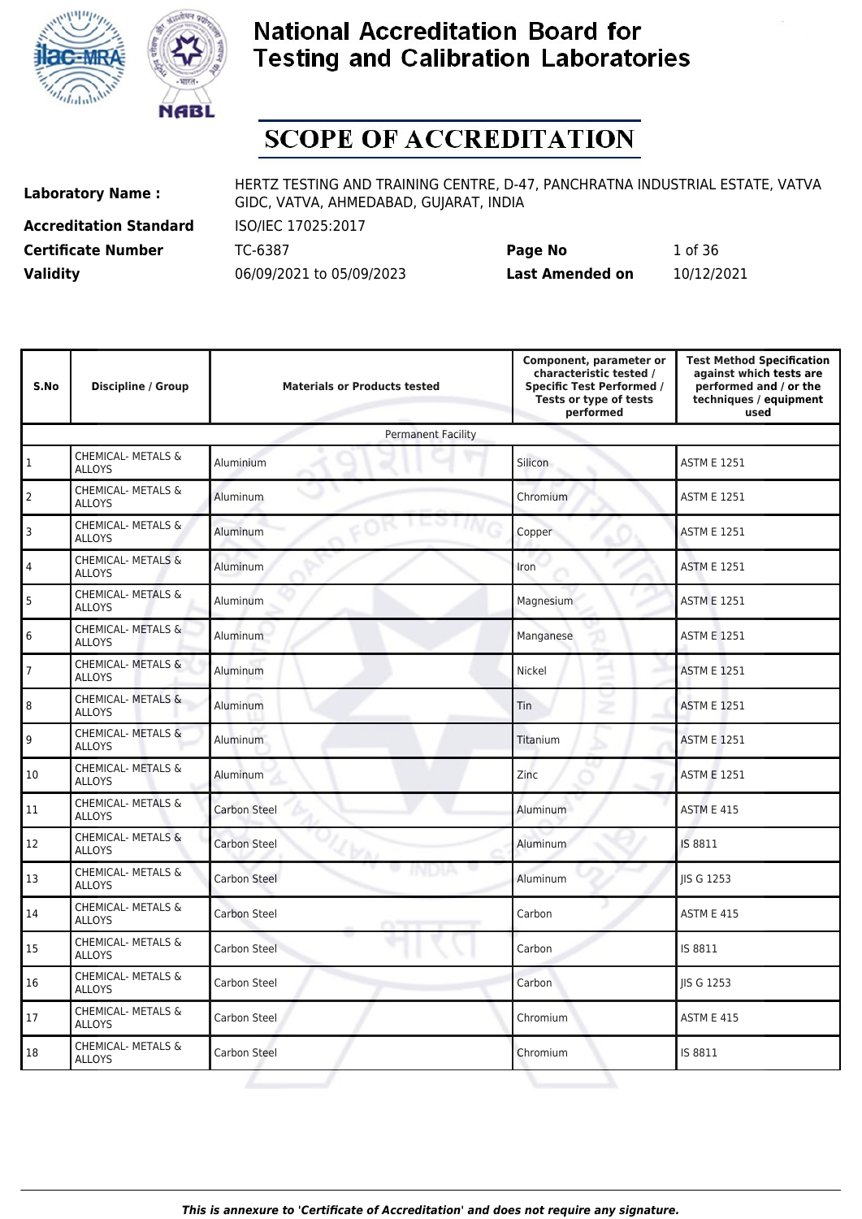# National Accreditation Board for Testing and Calibration Laboratories

## SCOPE OF ACCREDITATION

| | | | |
|---|---|---|---|
| **Laboratory Name :** | HERTZ TESTING AND TRAINING CENTRE, D-47, PANCHRATNA INDUSTRIAL ESTATE, VATVA GIDC, VATVA, AHMEDABAD, GUJARAT, INDIA | | |
| **Accreditation Standard** | ISO/IEC 17025:2017 | | |
| **Certificate Number** | TC-6387 | **Page No** | 1 of 36 |
| **Validity** | 06/09/2021 to 05/09/2023 | **Last Amended on** | 10/12/2021 |

| S.No | Discipline / Group | Materials or Products tested | Component, parameter or characteristic tested / Specific Test Performed / Tests or type of tests performed | Test Method Specification against which tests are performed and / or the techniques / equipment used |
|---|---|---|---|---|
| | | Permanent Facility | | |
| 1 | CHEMICAL- METALS & ALLOYS | Aluminium | Silicon | ASTM E 1251 |
| 2 | CHEMICAL- METALS & ALLOYS | Aluminum | Chromium | ASTM E 1251 |
| 3 | CHEMICAL- METALS & ALLOYS | Aluminum | Copper | ASTM E 1251 |
| 4 | CHEMICAL- METALS & ALLOYS | Aluminum | Iron | ASTM E 1251 |
| 5 | CHEMICAL- METALS & ALLOYS | Aluminum | Magnesium | ASTM E 1251 |
| 6 | CHEMICAL- METALS & ALLOYS | Aluminum | Manganese | ASTM E 1251 |
| 7 | CHEMICAL- METALS & ALLOYS | Aluminum | Nickel | ASTM E 1251 |
| 8 | CHEMICAL- METALS & ALLOYS | Aluminum | Tin | ASTM E 1251 |
| 9 | CHEMICAL- METALS & ALLOYS | Aluminum | Titanium | ASTM E 1251 |
| 10 | CHEMICAL- METALS & ALLOYS | Aluminum | Zinc | ASTM E 1251 |
| 11 | CHEMICAL- METALS & ALLOYS | Carbon Steel | Aluminum | ASTM E 415 |
| 12 | CHEMICAL- METALS & ALLOYS | Carbon Steel | Aluminum | IS 8811 |
| 13 | CHEMICAL- METALS & ALLOYS | Carbon Steel | Aluminum | JIS G 1253 |
| 14 | CHEMICAL- METALS & ALLOYS | Carbon Steel | Carbon | ASTM E 415 |
| 15 | CHEMICAL- METALS & ALLOYS | Carbon Steel | Carbon | IS 8811 |
| 16 | CHEMICAL- METALS & ALLOYS | Carbon Steel | Carbon | JIS G 1253 |
| 17 | CHEMICAL- METALS & ALLOYS | Carbon Steel | Chromium | ASTM E 415 |
| 18 | CHEMICAL- METALS & ALLOYS | Carbon Steel | Chromium | IS 8811 |

*This is annexure to 'Certificate of Accreditation' and does not require any signature.*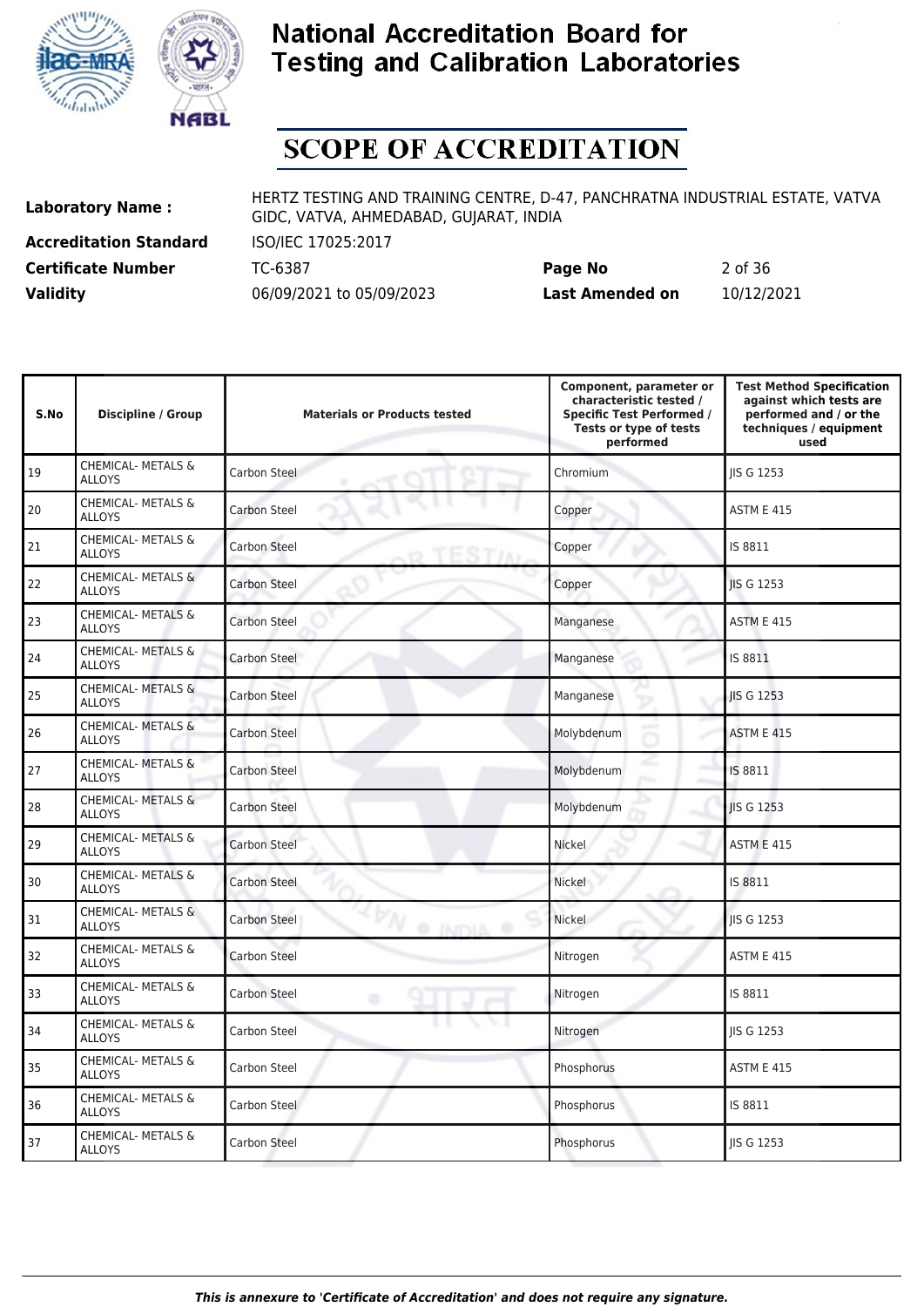# National Accreditation Board for Testing and Calibration Laboratories

## SCOPE OF ACCREDITATION

| | | | |
|---|---|---|---|
| **Laboratory Name :** | HERTZ TESTING AND TRAINING CENTRE, D-47, PANCHRATNA INDUSTRIAL ESTATE, VATVA GIDC, VATVA, AHMEDABAD, GUJARAT, INDIA | | |
| **Accreditation Standard** | ISO/IEC 17025:2017 | | |
| **Certificate Number** | TC-6387 | **Page No** | 2 of 36 |
| **Validity** | 06/09/2021 to 05/09/2023 | **Last Amended on** | 10/12/2021 |

| S.No | Discipline / Group | Materials or Products tested | Component, parameter or characteristic tested / Specific Test Performed / Tests or type of tests performed | Test Method Specification against which tests are performed and / or the techniques / equipment used |
|---|---|---|---|---|
| 19 | CHEMICAL- METALS & ALLOYS | Carbon Steel | Chromium | JIS G 1253 |
| 20 | CHEMICAL- METALS & ALLOYS | Carbon Steel | Copper | ASTM E 415 |
| 21 | CHEMICAL- METALS & ALLOYS | Carbon Steel | Copper | IS 8811 |
| 22 | CHEMICAL- METALS & ALLOYS | Carbon Steel | Copper | JIS G 1253 |
| 23 | CHEMICAL- METALS & ALLOYS | Carbon Steel | Manganese | ASTM E 415 |
| 24 | CHEMICAL- METALS & ALLOYS | Carbon Steel | Manganese | IS 8811 |
| 25 | CHEMICAL- METALS & ALLOYS | Carbon Steel | Manganese | JIS G 1253 |
| 26 | CHEMICAL- METALS & ALLOYS | Carbon Steel | Molybdenum | ASTM E 415 |
| 27 | CHEMICAL- METALS & ALLOYS | Carbon Steel | Molybdenum | IS 8811 |
| 28 | CHEMICAL- METALS & ALLOYS | Carbon Steel | Molybdenum | JIS G 1253 |
| 29 | CHEMICAL- METALS & ALLOYS | Carbon Steel | Nickel | ASTM E 415 |
| 30 | CHEMICAL- METALS & ALLOYS | Carbon Steel | Nickel | IS 8811 |
| 31 | CHEMICAL- METALS & ALLOYS | Carbon Steel | Nickel | JIS G 1253 |
| 32 | CHEMICAL- METALS & ALLOYS | Carbon Steel | Nitrogen | ASTM E 415 |
| 33 | CHEMICAL- METALS & ALLOYS | Carbon Steel | Nitrogen | IS 8811 |
| 34 | CHEMICAL- METALS & ALLOYS | Carbon Steel | Nitrogen | JIS G 1253 |
| 35 | CHEMICAL- METALS & ALLOYS | Carbon Steel | Phosphorus | ASTM E 415 |
| 36 | CHEMICAL- METALS & ALLOYS | Carbon Steel | Phosphorus | IS 8811 |
| 37 | CHEMICAL- METALS & ALLOYS | Carbon Steel | Phosphorus | JIS G 1253 |

*This is annexure to 'Certificate of Accreditation' and does not require any signature.*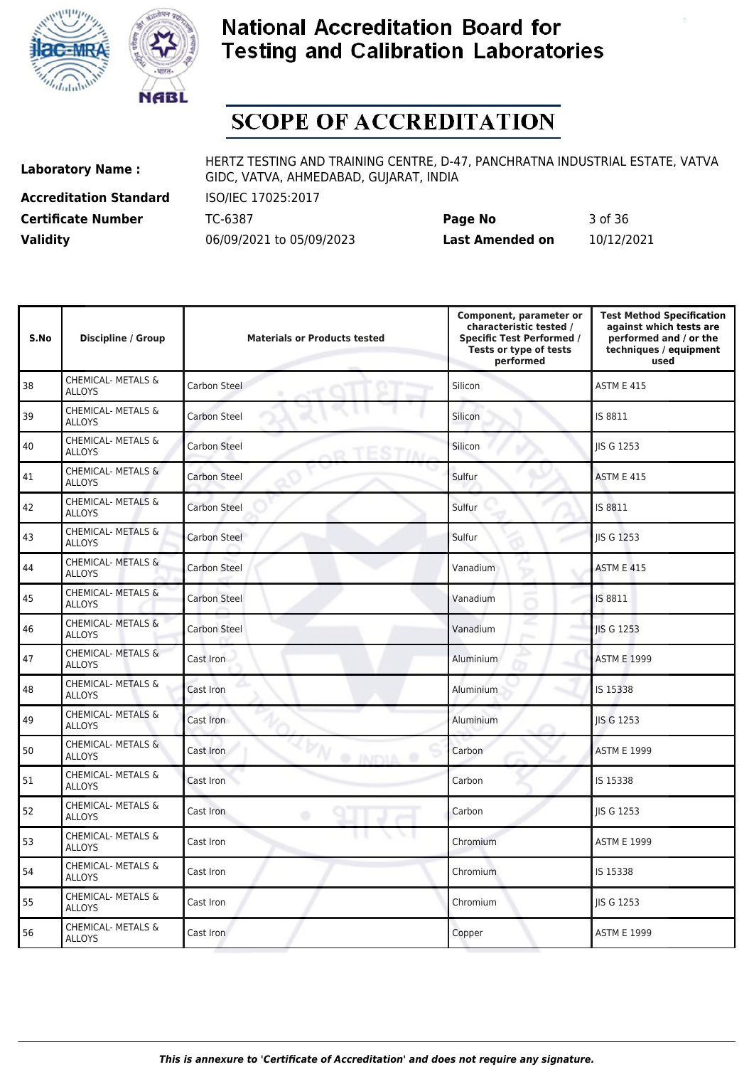# National Accreditation Board for Testing and Calibration Laboratories

## SCOPE OF ACCREDITATION

| | | | |
|---|---|---|---|
| **Laboratory Name :** | HERTZ TESTING AND TRAINING CENTRE, D-47, PANCHRATNA INDUSTRIAL ESTATE, VATVA GIDC, VATVA, AHMEDABAD, GUJARAT, INDIA | | |
| **Accreditation Standard** | ISO/IEC 17025:2017 | | |
| **Certificate Number** | TC-6387 | **Page No** | 3 of 36 |
| **Validity** | 06/09/2021 to 05/09/2023 | **Last Amended on** | 10/12/2021 |

| S.No | Discipline / Group | Materials or Products tested | Component, parameter or characteristic tested / Specific Test Performed / Tests or type of tests performed | Test Method Specification against which tests are performed and / or the techniques / equipment used |
|---|---|---|---|---|
| 38 | CHEMICAL- METALS & ALLOYS | Carbon Steel | Silicon | ASTM E 415 |
| 39 | CHEMICAL- METALS & ALLOYS | Carbon Steel | Silicon | IS 8811 |
| 40 | CHEMICAL- METALS & ALLOYS | Carbon Steel | Silicon | JIS G 1253 |
| 41 | CHEMICAL- METALS & ALLOYS | Carbon Steel | Sulfur | ASTM E 415 |
| 42 | CHEMICAL- METALS & ALLOYS | Carbon Steel | Sulfur | IS 8811 |
| 43 | CHEMICAL- METALS & ALLOYS | Carbon Steel | Sulfur | JIS G 1253 |
| 44 | CHEMICAL- METALS & ALLOYS | Carbon Steel | Vanadium | ASTM E 415 |
| 45 | CHEMICAL- METALS & ALLOYS | Carbon Steel | Vanadium | IS 8811 |
| 46 | CHEMICAL- METALS & ALLOYS | Carbon Steel | Vanadium | JIS G 1253 |
| 47 | CHEMICAL- METALS & ALLOYS | Cast Iron | Aluminium | ASTM E 1999 |
| 48 | CHEMICAL- METALS & ALLOYS | Cast Iron | Aluminium | IS 15338 |
| 49 | CHEMICAL- METALS & ALLOYS | Cast Iron | Aluminium | JIS G 1253 |
| 50 | CHEMICAL- METALS & ALLOYS | Cast Iron | Carbon | ASTM E 1999 |
| 51 | CHEMICAL- METALS & ALLOYS | Cast Iron | Carbon | IS 15338 |
| 52 | CHEMICAL- METALS & ALLOYS | Cast Iron | Carbon | JIS G 1253 |
| 53 | CHEMICAL- METALS & ALLOYS | Cast Iron | Chromium | ASTM E 1999 |
| 54 | CHEMICAL- METALS & ALLOYS | Cast Iron | Chromium | IS 15338 |
| 55 | CHEMICAL- METALS & ALLOYS | Cast Iron | Chromium | JIS G 1253 |
| 56 | CHEMICAL- METALS & ALLOYS | Cast Iron | Copper | ASTM E 1999 |

*This is annexure to 'Certificate of Accreditation' and does not require any signature.*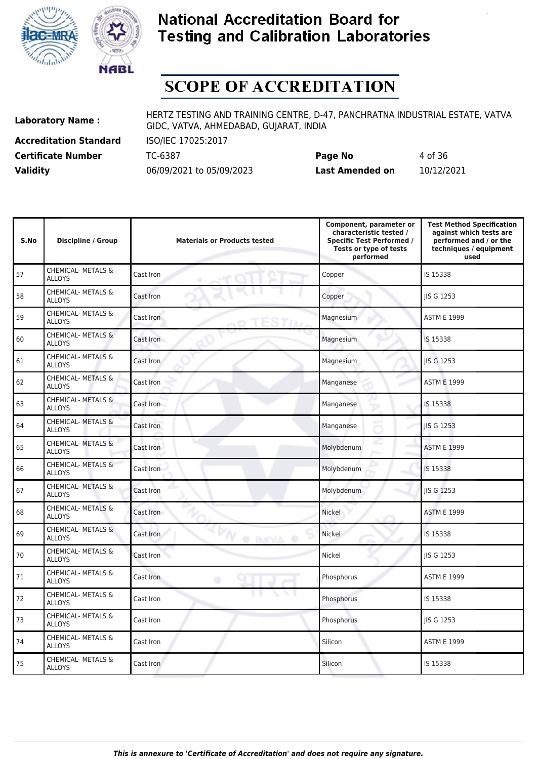# National Accreditation Board for Testing and Calibration Laboratories

## SCOPE OF ACCREDITATION

| | | | |
|---|---|---|---|
| **Laboratory Name :** | HERTZ TESTING AND TRAINING CENTRE, D-47, PANCHRATNA INDUSTRIAL ESTATE, VATVA GIDC, VATVA, AHMEDABAD, GUJARAT, INDIA | | |
| **Accreditation Standard** | ISO/IEC 17025:2017 | | |
| **Certificate Number** | TC-6387 | **Page No** | 4 of 36 |
| **Validity** | 06/09/2021 to 05/09/2023 | **Last Amended on** | 10/12/2021 |

| S.No | Discipline / Group | Materials or Products tested | Component, parameter or characteristic tested / Specific Test Performed / Tests or type of tests performed | Test Method Specification against which tests are performed and / or the techniques / equipment used |
|---|---|---|---|---|
| 57 | CHEMICAL- METALS & ALLOYS | Cast Iron | Copper | IS 15338 |
| 58 | CHEMICAL- METALS & ALLOYS | Cast Iron | Copper | JIS G 1253 |
| 59 | CHEMICAL- METALS & ALLOYS | Cast Iron | Magnesium | ASTM E 1999 |
| 60 | CHEMICAL- METALS & ALLOYS | Cast Iron | Magnesium | IS 15338 |
| 61 | CHEMICAL- METALS & ALLOYS | Cast Iron | Magnesium | JIS G 1253 |
| 62 | CHEMICAL- METALS & ALLOYS | Cast Iron | Manganese | ASTM E 1999 |
| 63 | CHEMICAL- METALS & ALLOYS | Cast Iron | Manganese | IS 15338 |
| 64 | CHEMICAL- METALS & ALLOYS | Cast Iron | Manganese | JIS G 1253 |
| 65 | CHEMICAL- METALS & ALLOYS | Cast Iron | Molybdenum | ASTM E 1999 |
| 66 | CHEMICAL- METALS & ALLOYS | Cast Iron | Molybdenum | IS 15338 |
| 67 | CHEMICAL- METALS & ALLOYS | Cast Iron | Molybdenum | JIS G 1253 |
| 68 | CHEMICAL- METALS & ALLOYS | Cast Iron | Nickel | ASTM E 1999 |
| 69 | CHEMICAL- METALS & ALLOYS | Cast Iron | Nickel | IS 15338 |
| 70 | CHEMICAL- METALS & ALLOYS | Cast Iron | Nickel | JIS G 1253 |
| 71 | CHEMICAL- METALS & ALLOYS | Cast Iron | Phosphorus | ASTM E 1999 |
| 72 | CHEMICAL- METALS & ALLOYS | Cast Iron | Phosphorus | IS 15338 |
| 73 | CHEMICAL- METALS & ALLOYS | Cast Iron | Phosphorus | JIS G 1253 |
| 74 | CHEMICAL- METALS & ALLOYS | Cast Iron | Silicon | ASTM E 1999 |
| 75 | CHEMICAL- METALS & ALLOYS | Cast Iron | Silicon | IS 15338 |

*This is annexure to 'Certificate of Accreditation' and does not require any signature.*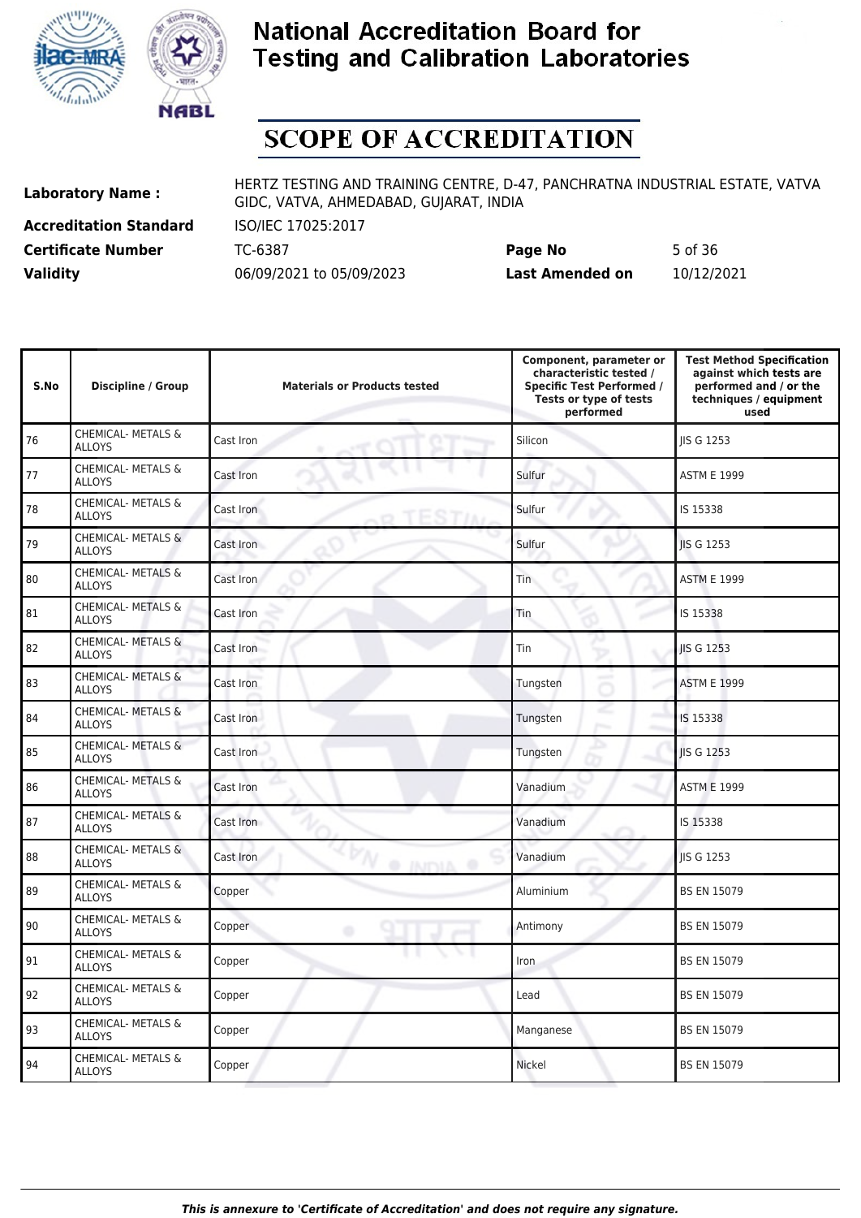# National Accreditation Board for Testing and Calibration Laboratories

## SCOPE OF ACCREDITATION

**Laboratory Name :** HERTZ TESTING AND TRAINING CENTRE, D-47, PANCHRATNA INDUSTRIAL ESTATE, VATVA GIDC, VATVA, AHMEDABAD, GUJARAT, INDIA

**Accreditation Standard** ISO/IEC 17025:2017

**Certificate Number** TC-6387 **Page No** 5 of 36

**Validity** 06/09/2021 to 05/09/2023 **Last Amended on** 10/12/2021

| S.No | Discipline / Group | Materials or Products tested | Component, parameter or characteristic tested / Specific Test Performed / Tests or type of tests performed | Test Method Specification against which tests are performed and / or the techniques / equipment used |
|---|---|---|---|---|
| 76 | CHEMICAL- METALS & ALLOYS | Cast Iron | Silicon | JIS G 1253 |
| 77 | CHEMICAL- METALS & ALLOYS | Cast Iron | Sulfur | ASTM E 1999 |
| 78 | CHEMICAL- METALS & ALLOYS | Cast Iron | Sulfur | IS 15338 |
| 79 | CHEMICAL- METALS & ALLOYS | Cast Iron | Sulfur | JIS G 1253 |
| 80 | CHEMICAL- METALS & ALLOYS | Cast Iron | Tin | ASTM E 1999 |
| 81 | CHEMICAL- METALS & ALLOYS | Cast Iron | Tin | IS 15338 |
| 82 | CHEMICAL- METALS & ALLOYS | Cast Iron | Tin | JIS G 1253 |
| 83 | CHEMICAL- METALS & ALLOYS | Cast Iron | Tungsten | ASTM E 1999 |
| 84 | CHEMICAL- METALS & ALLOYS | Cast Iron | Tungsten | IS 15338 |
| 85 | CHEMICAL- METALS & ALLOYS | Cast Iron | Tungsten | JIS G 1253 |
| 86 | CHEMICAL- METALS & ALLOYS | Cast Iron | Vanadium | ASTM E 1999 |
| 87 | CHEMICAL- METALS & ALLOYS | Cast Iron | Vanadium | IS 15338 |
| 88 | CHEMICAL- METALS & ALLOYS | Cast Iron | Vanadium | JIS G 1253 |
| 89 | CHEMICAL- METALS & ALLOYS | Copper | Aluminium | BS EN 15079 |
| 90 | CHEMICAL- METALS & ALLOYS | Copper | Antimony | BS EN 15079 |
| 91 | CHEMICAL- METALS & ALLOYS | Copper | Iron | BS EN 15079 |
| 92 | CHEMICAL- METALS & ALLOYS | Copper | Lead | BS EN 15079 |
| 93 | CHEMICAL- METALS & ALLOYS | Copper | Manganese | BS EN 15079 |
| 94 | CHEMICAL- METALS & ALLOYS | Copper | Nickel | BS EN 15079 |

*This is annexure to 'Certificate of Accreditation' and does not require any signature.*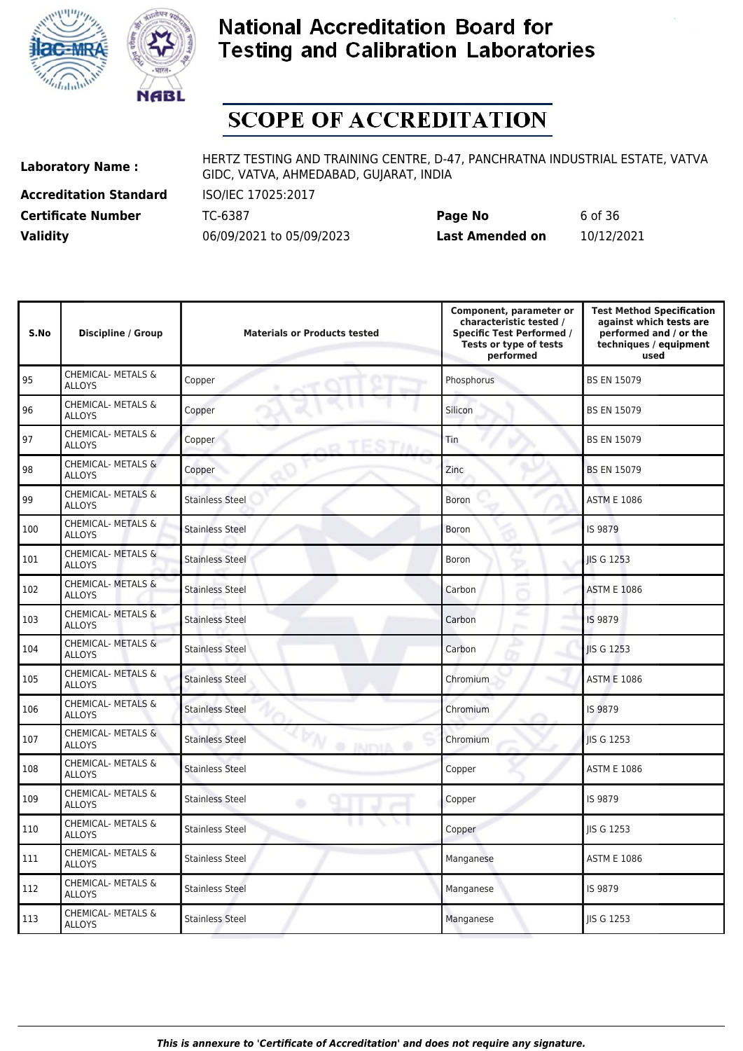# National Accreditation Board for Testing and Calibration Laboratories

# SCOPE OF ACCREDITATION

| | | | |
|---|---|---|---|
| **Laboratory Name :** | HERTZ TESTING AND TRAINING CENTRE, D-47, PANCHRATNA INDUSTRIAL ESTATE, VATVA GIDC, VATVA, AHMEDABAD, GUJARAT, INDIA | | |
| **Accreditation Standard** | ISO/IEC 17025:2017 | | |
| **Certificate Number** | TC-6387 | **Page No** | 6 of 36 |
| **Validity** | 06/09/2021 to 05/09/2023 | **Last Amended on** | 10/12/2021 |

| S.No | Discipline / Group | Materials or Products tested | Component, parameter or characteristic tested / Specific Test Performed / Tests or type of tests performed | Test Method Specification against which tests are performed and / or the techniques / equipment used |
|---|---|---|---|---|
| 95 | CHEMICAL- METALS & ALLOYS | Copper | Phosphorus | BS EN 15079 |
| 96 | CHEMICAL- METALS & ALLOYS | Copper | Silicon | BS EN 15079 |
| 97 | CHEMICAL- METALS & ALLOYS | Copper | Tin | BS EN 15079 |
| 98 | CHEMICAL- METALS & ALLOYS | Copper | Zinc | BS EN 15079 |
| 99 | CHEMICAL- METALS & ALLOYS | Stainless Steel | Boron | ASTM E 1086 |
| 100 | CHEMICAL- METALS & ALLOYS | Stainless Steel | Boron | IS 9879 |
| 101 | CHEMICAL- METALS & ALLOYS | Stainless Steel | Boron | JIS G 1253 |
| 102 | CHEMICAL- METALS & ALLOYS | Stainless Steel | Carbon | ASTM E 1086 |
| 103 | CHEMICAL- METALS & ALLOYS | Stainless Steel | Carbon | IS 9879 |
| 104 | CHEMICAL- METALS & ALLOYS | Stainless Steel | Carbon | JIS G 1253 |
| 105 | CHEMICAL- METALS & ALLOYS | Stainless Steel | Chromium | ASTM E 1086 |
| 106 | CHEMICAL- METALS & ALLOYS | Stainless Steel | Chromium | IS 9879 |
| 107 | CHEMICAL- METALS & ALLOYS | Stainless Steel | Chromium | JIS G 1253 |
| 108 | CHEMICAL- METALS & ALLOYS | Stainless Steel | Copper | ASTM E 1086 |
| 109 | CHEMICAL- METALS & ALLOYS | Stainless Steel | Copper | IS 9879 |
| 110 | CHEMICAL- METALS & ALLOYS | Stainless Steel | Copper | JIS G 1253 |
| 111 | CHEMICAL- METALS & ALLOYS | Stainless Steel | Manganese | ASTM E 1086 |
| 112 | CHEMICAL- METALS & ALLOYS | Stainless Steel | Manganese | IS 9879 |
| 113 | CHEMICAL- METALS & ALLOYS | Stainless Steel | Manganese | JIS G 1253 |

*This is annexure to 'Certificate of Accreditation' and does not require any signature.*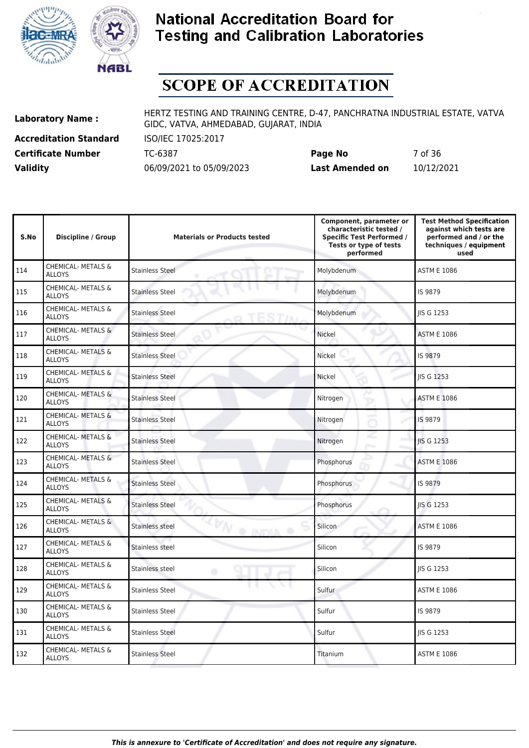# National Accreditation Board for Testing and Calibration Laboratories

## SCOPE OF ACCREDITATION

**Laboratory Name :** HERTZ TESTING AND TRAINING CENTRE, D-47, PANCHRATNA INDUSTRIAL ESTATE, VATVA GIDC, VATVA, AHMEDABAD, GUJARAT, INDIA

**Accreditation Standard** ISO/IEC 17025:2017

**Certificate Number** TC-6387 **Page No** 7 of 36

**Validity** 06/09/2021 to 05/09/2023 **Last Amended on** 10/12/2021

| S.No | Discipline / Group | Materials or Products tested | Component, parameter or characteristic tested / Specific Test Performed / Tests or type of tests performed | Test Method Specification against which tests are performed and / or the techniques / equipment used |
|---|---|---|---|---|
| 114 | CHEMICAL- METALS & ALLOYS | Stainless Steel | Molybdenum | ASTM E 1086 |
| 115 | CHEMICAL- METALS & ALLOYS | Stainless Steel | Molybdenum | IS 9879 |
| 116 | CHEMICAL- METALS & ALLOYS | Stainless Steel | Molybdenum | JIS G 1253 |
| 117 | CHEMICAL- METALS & ALLOYS | Stainless Steel | Nickel | ASTM E 1086 |
| 118 | CHEMICAL- METALS & ALLOYS | Stainless Steel | Nickel | IS 9879 |
| 119 | CHEMICAL- METALS & ALLOYS | Stainless Steel | Nickel | JIS G 1253 |
| 120 | CHEMICAL- METALS & ALLOYS | Stainless Steel | Nitrogen | ASTM E 1086 |
| 121 | CHEMICAL- METALS & ALLOYS | Stainless Steel | Nitrogen | IS 9879 |
| 122 | CHEMICAL- METALS & ALLOYS | Stainless Steel | Nitrogen | JIS G 1253 |
| 123 | CHEMICAL- METALS & ALLOYS | Stainless Steel | Phosphorus | ASTM E 1086 |
| 124 | CHEMICAL- METALS & ALLOYS | Stainless Steel | Phosphorus | IS 9879 |
| 125 | CHEMICAL- METALS & ALLOYS | Stainless Steel | Phosphorus | JIS G 1253 |
| 126 | CHEMICAL- METALS & ALLOYS | Stainless steel | Silicon | ASTM E 1086 |
| 127 | CHEMICAL- METALS & ALLOYS | Stainless steel | Silicon | IS 9879 |
| 128 | CHEMICAL- METALS & ALLOYS | Stainless steel | Silicon | JIS G 1253 |
| 129 | CHEMICAL- METALS & ALLOYS | Stainless Steel | Sulfur | ASTM E 1086 |
| 130 | CHEMICAL- METALS & ALLOYS | Stainless Steel | Sulfur | IS 9879 |
| 131 | CHEMICAL- METALS & ALLOYS | Stainless Steel | Sulfur | JIS G 1253 |
| 132 | CHEMICAL- METALS & ALLOYS | Stainless Steel | Titanium | ASTM E 1086 |

*This is annexure to 'Certificate of Accreditation' and does not require any signature.*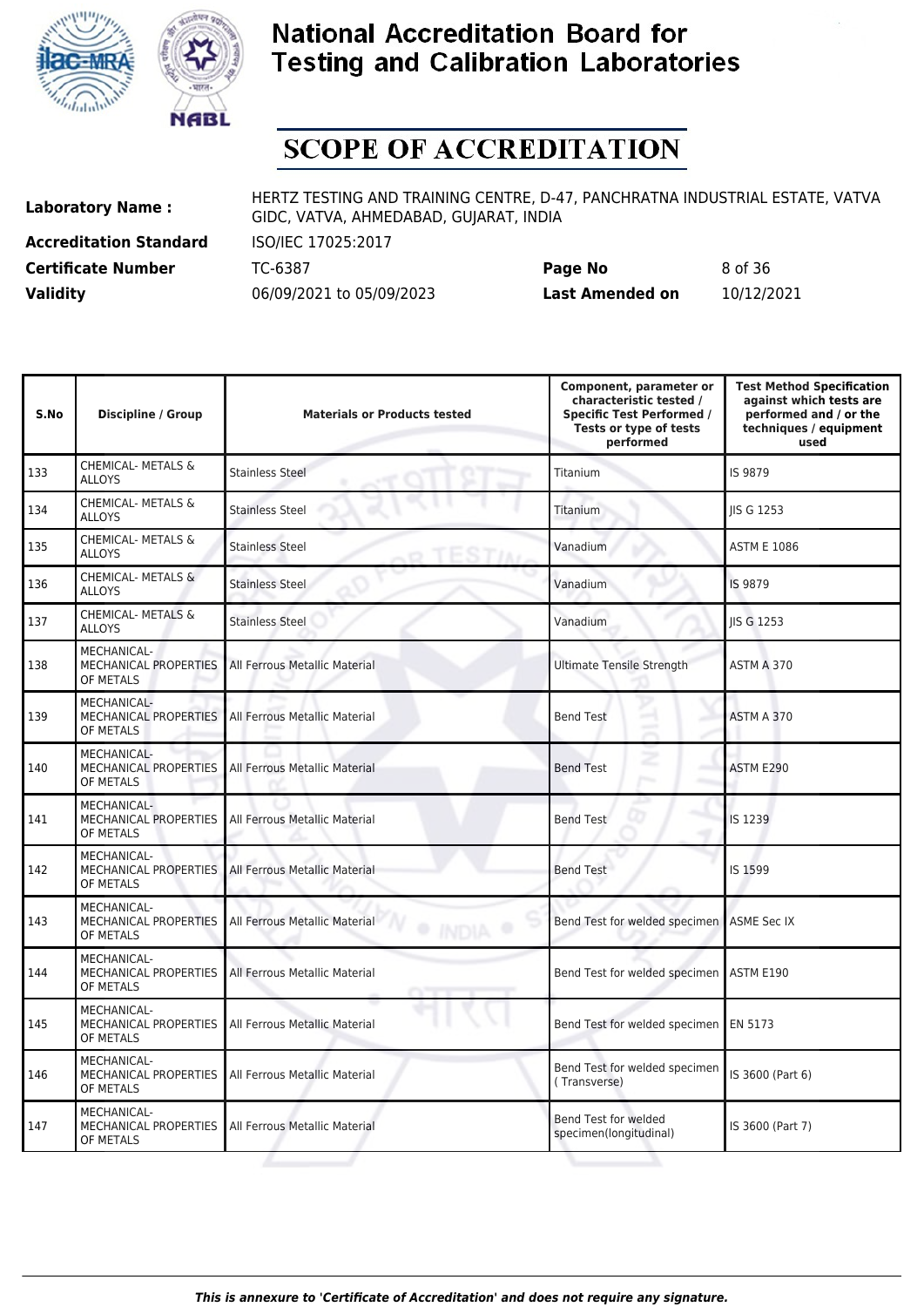# National Accreditation Board for Testing and Calibration Laboratories

## SCOPE OF ACCREDITATION

| | | | |
|---|---|---|---|
| **Laboratory Name :** | HERTZ TESTING AND TRAINING CENTRE, D-47, PANCHRATNA INDUSTRIAL ESTATE, VATVA GIDC, VATVA, AHMEDABAD, GUJARAT, INDIA | | |
| **Accreditation Standard** | ISO/IEC 17025:2017 | | |
| **Certificate Number** | TC-6387 | **Page No** | 8 of 36 |
| **Validity** | 06/09/2021 to 05/09/2023 | **Last Amended on** | 10/12/2021 |

| S.No | Discipline / Group | Materials or Products tested | Component, parameter or characteristic tested / Specific Test Performed / Tests or type of tests performed | Test Method Specification against which tests are performed and / or the techniques / equipment used |
|---|---|---|---|---|
| 133 | CHEMICAL- METALS & ALLOYS | Stainless Steel | Titanium | IS 9879 |
| 134 | CHEMICAL- METALS & ALLOYS | Stainless Steel | Titanium | JIS G 1253 |
| 135 | CHEMICAL- METALS & ALLOYS | Stainless Steel | Vanadium | ASTM E 1086 |
| 136 | CHEMICAL- METALS & ALLOYS | Stainless Steel | Vanadium | IS 9879 |
| 137 | CHEMICAL- METALS & ALLOYS | Stainless Steel | Vanadium | JIS G 1253 |
| 138 | MECHANICAL- MECHANICAL PROPERTIES OF METALS | All Ferrous Metallic Material | Ultimate Tensile Strength | ASTM A 370 |
| 139 | MECHANICAL- MECHANICAL PROPERTIES OF METALS | All Ferrous Metallic Material | Bend Test | ASTM A 370 |
| 140 | MECHANICAL- MECHANICAL PROPERTIES OF METALS | All Ferrous Metallic Material | Bend Test | ASTM E290 |
| 141 | MECHANICAL- MECHANICAL PROPERTIES OF METALS | All Ferrous Metallic Material | Bend Test | IS 1239 |
| 142 | MECHANICAL- MECHANICAL PROPERTIES OF METALS | All Ferrous Metallic Material | Bend Test | IS 1599 |
| 143 | MECHANICAL- MECHANICAL PROPERTIES OF METALS | All Ferrous Metallic Material | Bend Test for welded specimen | ASME Sec IX |
| 144 | MECHANICAL- MECHANICAL PROPERTIES OF METALS | All Ferrous Metallic Material | Bend Test for welded specimen | ASTM E190 |
| 145 | MECHANICAL- MECHANICAL PROPERTIES OF METALS | All Ferrous Metallic Material | Bend Test for welded specimen | EN 5173 |
| 146 | MECHANICAL- MECHANICAL PROPERTIES OF METALS | All Ferrous Metallic Material | Bend Test for welded specimen ( Transverse) | IS 3600 (Part 6) |
| 147 | MECHANICAL- MECHANICAL PROPERTIES OF METALS | All Ferrous Metallic Material | Bend Test for welded specimen(longitudinal) | IS 3600 (Part 7) |

*This is annexure to 'Certificate of Accreditation' and does not require any signature.*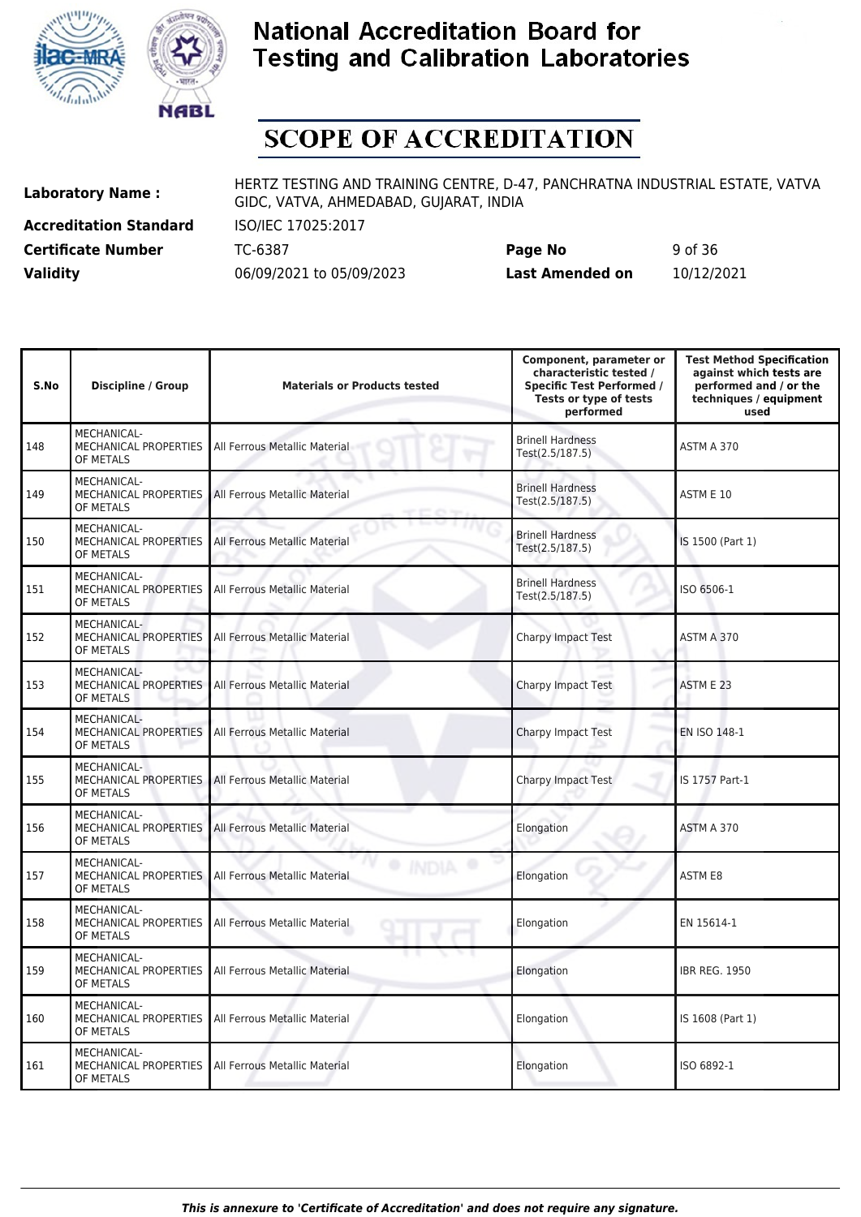# National Accreditation Board for Testing and Calibration Laboratories

# SCOPE OF ACCREDITATION

| | | | |
|---|---|---|---|
| **Laboratory Name :** | HERTZ TESTING AND TRAINING CENTRE, D-47, PANCHRATNA INDUSTRIAL ESTATE, VATVA GIDC, VATVA, AHMEDABAD, GUJARAT, INDIA | | |
| **Accreditation Standard** | ISO/IEC 17025:2017 | | |
| **Certificate Number** | TC-6387 | **Page No** | 9 of 36 |
| **Validity** | 06/09/2021 to 05/09/2023 | **Last Amended on** | 10/12/2021 |

| S.No | Discipline / Group | Materials or Products tested | Component, parameter or characteristic tested / Specific Test Performed / Tests or type of tests performed | Test Method Specification against which tests are performed and / or the techniques / equipment used |
|---|---|---|---|---|
| 148 | MECHANICAL-MECHANICAL PROPERTIES OF METALS | All Ferrous Metallic Material | Brinell Hardness Test(2.5/187.5) | ASTM A 370 |
| 149 | MECHANICAL-MECHANICAL PROPERTIES OF METALS | All Ferrous Metallic Material | Brinell Hardness Test(2.5/187.5) | ASTM E 10 |
| 150 | MECHANICAL-MECHANICAL PROPERTIES OF METALS | All Ferrous Metallic Material | Brinell Hardness Test(2.5/187.5) | IS 1500 (Part 1) |
| 151 | MECHANICAL-MECHANICAL PROPERTIES OF METALS | All Ferrous Metallic Material | Brinell Hardness Test(2.5/187.5) | ISO 6506-1 |
| 152 | MECHANICAL-MECHANICAL PROPERTIES OF METALS | All Ferrous Metallic Material | Charpy Impact Test | ASTM A 370 |
| 153 | MECHANICAL-MECHANICAL PROPERTIES OF METALS | All Ferrous Metallic Material | Charpy Impact Test | ASTM E 23 |
| 154 | MECHANICAL-MECHANICAL PROPERTIES OF METALS | All Ferrous Metallic Material | Charpy Impact Test | EN ISO 148-1 |
| 155 | MECHANICAL-MECHANICAL PROPERTIES OF METALS | All Ferrous Metallic Material | Charpy Impact Test | IS 1757 Part-1 |
| 156 | MECHANICAL-MECHANICAL PROPERTIES OF METALS | All Ferrous Metallic Material | Elongation | ASTM A 370 |
| 157 | MECHANICAL-MECHANICAL PROPERTIES OF METALS | All Ferrous Metallic Material | Elongation | ASTM E8 |
| 158 | MECHANICAL-MECHANICAL PROPERTIES OF METALS | All Ferrous Metallic Material | Elongation | EN 15614-1 |
| 159 | MECHANICAL-MECHANICAL PROPERTIES OF METALS | All Ferrous Metallic Material | Elongation | IBR REG. 1950 |
| 160 | MECHANICAL-MECHANICAL PROPERTIES OF METALS | All Ferrous Metallic Material | Elongation | IS 1608 (Part 1) |
| 161 | MECHANICAL-MECHANICAL PROPERTIES OF METALS | All Ferrous Metallic Material | Elongation | ISO 6892-1 |

*This is annexure to 'Certificate of Accreditation' and does not require any signature.*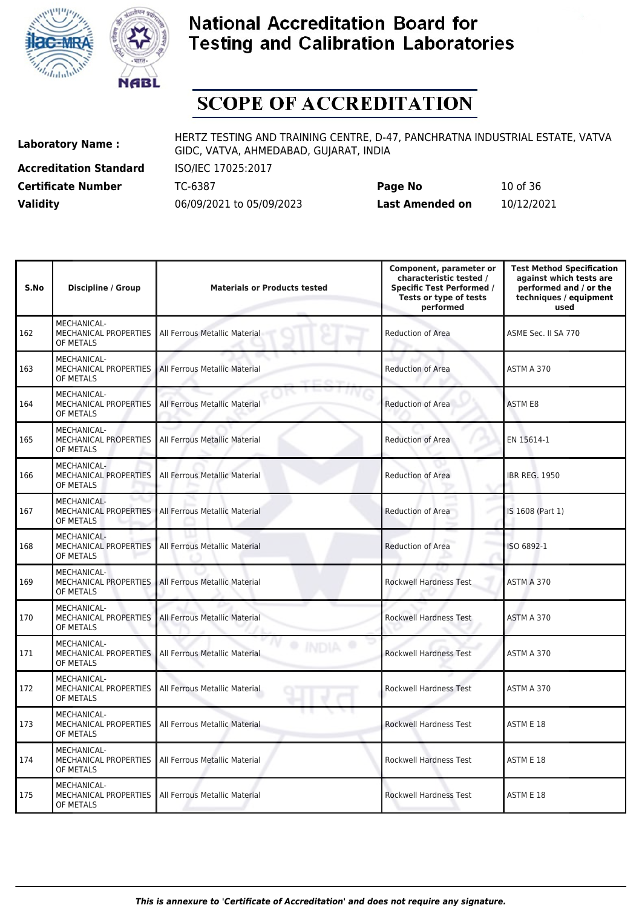# National Accreditation Board for Testing and Calibration Laboratories

## SCOPE OF ACCREDITATION

| | | | |
|---|---|---|---|
| **Laboratory Name :** | HERTZ TESTING AND TRAINING CENTRE, D-47, PANCHRATNA INDUSTRIAL ESTATE, VATVA GIDC, VATVA, AHMEDABAD, GUJARAT, INDIA | | |
| **Accreditation Standard** | ISO/IEC 17025:2017 | | |
| **Certificate Number** | TC-6387 | **Page No** | 10 of 36 |
| **Validity** | 06/09/2021 to 05/09/2023 | **Last Amended on** | 10/12/2021 |

| S.No | Discipline / Group | Materials or Products tested | Component, parameter or characteristic tested / Specific Test Performed / Tests or type of tests performed | Test Method Specification against which tests are performed and / or the techniques / equipment used |
|---|---|---|---|---|
| 162 | MECHANICAL- MECHANICAL PROPERTIES OF METALS | All Ferrous Metallic Material | Reduction of Area | ASME Sec. II SA 770 |
| 163 | MECHANICAL- MECHANICAL PROPERTIES OF METALS | All Ferrous Metallic Material | Reduction of Area | ASTM A 370 |
| 164 | MECHANICAL- MECHANICAL PROPERTIES OF METALS | All Ferrous Metallic Material | Reduction of Area | ASTM E8 |
| 165 | MECHANICAL- MECHANICAL PROPERTIES OF METALS | All Ferrous Metallic Material | Reduction of Area | EN 15614-1 |
| 166 | MECHANICAL- MECHANICAL PROPERTIES OF METALS | All Ferrous Metallic Material | Reduction of Area | IBR REG. 1950 |
| 167 | MECHANICAL- MECHANICAL PROPERTIES OF METALS | All Ferrous Metallic Material | Reduction of Area | IS 1608 (Part 1) |
| 168 | MECHANICAL- MECHANICAL PROPERTIES OF METALS | All Ferrous Metallic Material | Reduction of Area | ISO 6892-1 |
| 169 | MECHANICAL- MECHANICAL PROPERTIES OF METALS | All Ferrous Metallic Material | Rockwell Hardness Test | ASTM A 370 |
| 170 | MECHANICAL- MECHANICAL PROPERTIES OF METALS | All Ferrous Metallic Material | Rockwell Hardness Test | ASTM A 370 |
| 171 | MECHANICAL- MECHANICAL PROPERTIES OF METALS | All Ferrous Metallic Material | Rockwell Hardness Test | ASTM A 370 |
| 172 | MECHANICAL- MECHANICAL PROPERTIES OF METALS | All Ferrous Metallic Material | Rockwell Hardness Test | ASTM A 370 |
| 173 | MECHANICAL- MECHANICAL PROPERTIES OF METALS | All Ferrous Metallic Material | Rockwell Hardness Test | ASTM E 18 |
| 174 | MECHANICAL- MECHANICAL PROPERTIES OF METALS | All Ferrous Metallic Material | Rockwell Hardness Test | ASTM E 18 |
| 175 | MECHANICAL- MECHANICAL PROPERTIES OF METALS | All Ferrous Metallic Material | Rockwell Hardness Test | ASTM E 18 |

*This is annexure to 'Certificate of Accreditation' and does not require any signature.*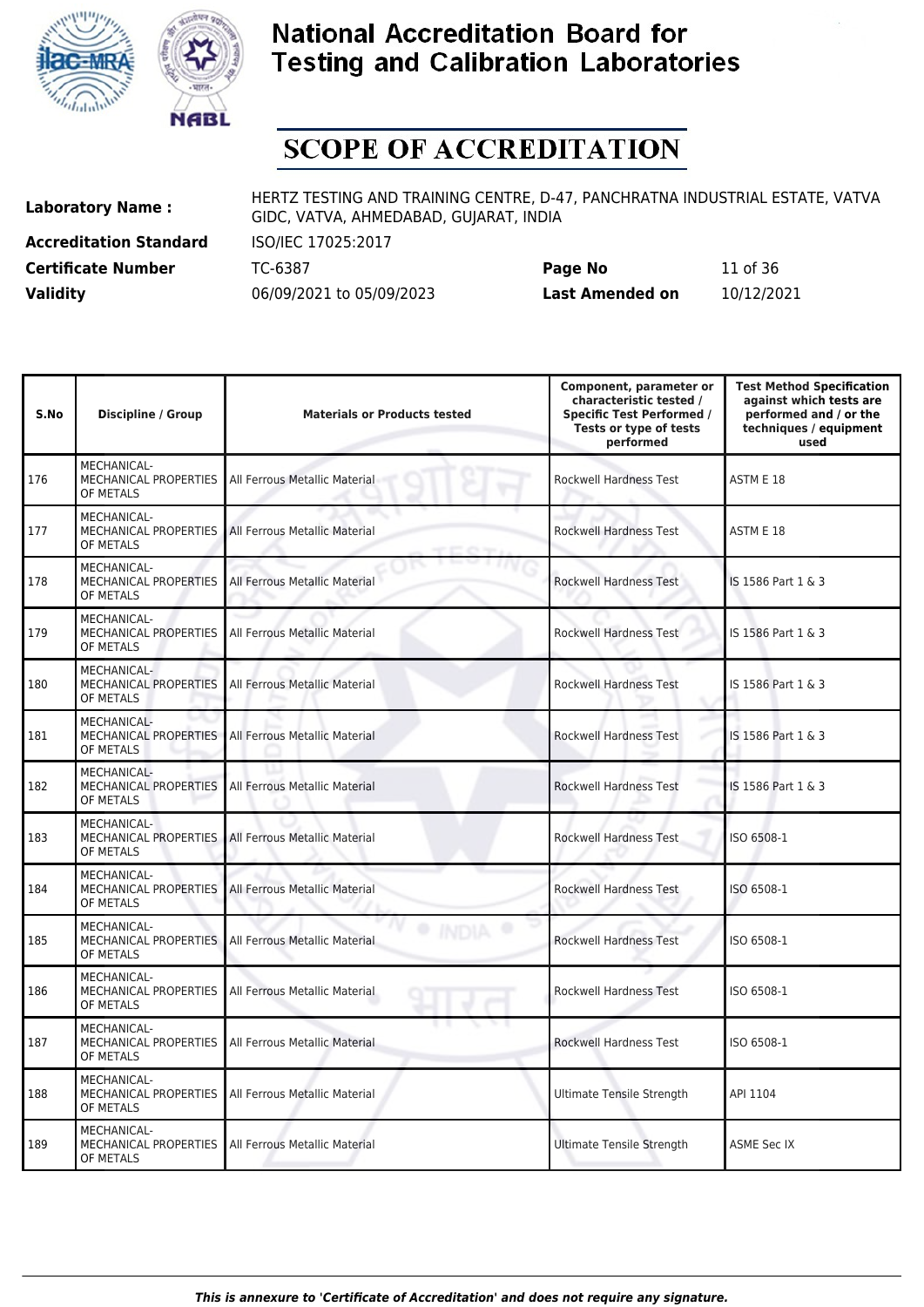# National Accreditation Board for Testing and Calibration Laboratories

## SCOPE OF ACCREDITATION

| | | | |
|---|---|---|---|
| **Laboratory Name :** | HERTZ TESTING AND TRAINING CENTRE, D-47, PANCHRATNA INDUSTRIAL ESTATE, VATVA GIDC, VATVA, AHMEDABAD, GUJARAT, INDIA | | |
| **Accreditation Standard** | ISO/IEC 17025:2017 | | |
| **Certificate Number** | TC-6387 | **Page No** | 11 of 36 |
| **Validity** | 06/09/2021 to 05/09/2023 | **Last Amended on** | 10/12/2021 |

| S.No | Discipline / Group | Materials or Products tested | Component, parameter or characteristic tested / Specific Test Performed / Tests or type of tests performed | Test Method Specification against which tests are performed and / or the techniques / equipment used |
|---|---|---|---|---|
| 176 | MECHANICAL- MECHANICAL PROPERTIES OF METALS | All Ferrous Metallic Material | Rockwell Hardness Test | ASTM E 18 |
| 177 | MECHANICAL- MECHANICAL PROPERTIES OF METALS | All Ferrous Metallic Material | Rockwell Hardness Test | ASTM E 18 |
| 178 | MECHANICAL- MECHANICAL PROPERTIES OF METALS | All Ferrous Metallic Material | Rockwell Hardness Test | IS 1586 Part 1 & 3 |
| 179 | MECHANICAL- MECHANICAL PROPERTIES OF METALS | All Ferrous Metallic Material | Rockwell Hardness Test | IS 1586 Part 1 & 3 |
| 180 | MECHANICAL- MECHANICAL PROPERTIES OF METALS | All Ferrous Metallic Material | Rockwell Hardness Test | IS 1586 Part 1 & 3 |
| 181 | MECHANICAL- MECHANICAL PROPERTIES OF METALS | All Ferrous Metallic Material | Rockwell Hardness Test | IS 1586 Part 1 & 3 |
| 182 | MECHANICAL- MECHANICAL PROPERTIES OF METALS | All Ferrous Metallic Material | Rockwell Hardness Test | IS 1586 Part 1 & 3 |
| 183 | MECHANICAL- MECHANICAL PROPERTIES OF METALS | All Ferrous Metallic Material | Rockwell Hardness Test | ISO 6508-1 |
| 184 | MECHANICAL- MECHANICAL PROPERTIES OF METALS | All Ferrous Metallic Material | Rockwell Hardness Test | ISO 6508-1 |
| 185 | MECHANICAL- MECHANICAL PROPERTIES OF METALS | All Ferrous Metallic Material | Rockwell Hardness Test | ISO 6508-1 |
| 186 | MECHANICAL- MECHANICAL PROPERTIES OF METALS | All Ferrous Metallic Material | Rockwell Hardness Test | ISO 6508-1 |
| 187 | MECHANICAL- MECHANICAL PROPERTIES OF METALS | All Ferrous Metallic Material | Rockwell Hardness Test | ISO 6508-1 |
| 188 | MECHANICAL- MECHANICAL PROPERTIES OF METALS | All Ferrous Metallic Material | Ultimate Tensile Strength | API 1104 |
| 189 | MECHANICAL- MECHANICAL PROPERTIES OF METALS | All Ferrous Metallic Material | Ultimate Tensile Strength | ASME Sec IX |

*This is annexure to 'Certificate of Accreditation' and does not require any signature.*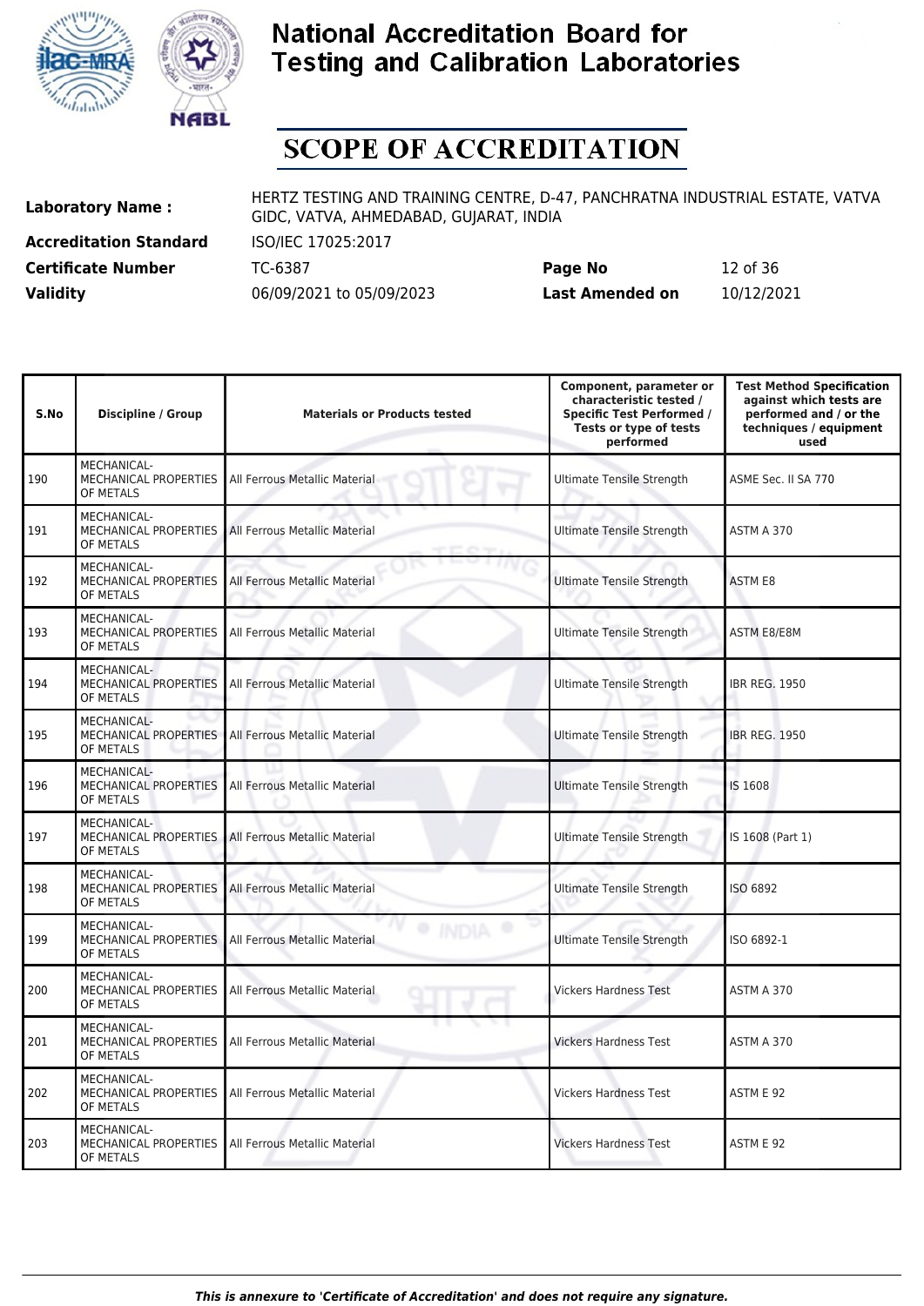# National Accreditation Board for Testing and Calibration Laboratories

## SCOPE OF ACCREDITATION

| | | | |
|---|---|---|---|
| **Laboratory Name :** | HERTZ TESTING AND TRAINING CENTRE, D-47, PANCHRATNA INDUSTRIAL ESTATE, VATVA GIDC, VATVA, AHMEDABAD, GUJARAT, INDIA | | |
| **Accreditation Standard** | ISO/IEC 17025:2017 | | |
| **Certificate Number** | TC-6387 | **Page No** | 12 of 36 |
| **Validity** | 06/09/2021 to 05/09/2023 | **Last Amended on** | 10/12/2021 |

| S.No | Discipline / Group | Materials or Products tested | Component, parameter or characteristic tested / Specific Test Performed / Tests or type of tests performed | Test Method Specification against which tests are performed and / or the techniques / equipment used |
|---|---|---|---|---|
| 190 | MECHANICAL- MECHANICAL PROPERTIES OF METALS | All Ferrous Metallic Material | Ultimate Tensile Strength | ASME Sec. II SA 770 |
| 191 | MECHANICAL- MECHANICAL PROPERTIES OF METALS | All Ferrous Metallic Material | Ultimate Tensile Strength | ASTM A 370 |
| 192 | MECHANICAL- MECHANICAL PROPERTIES OF METALS | All Ferrous Metallic Material | Ultimate Tensile Strength | ASTM E8 |
| 193 | MECHANICAL- MECHANICAL PROPERTIES OF METALS | All Ferrous Metallic Material | Ultimate Tensile Strength | ASTM E8/E8M |
| 194 | MECHANICAL- MECHANICAL PROPERTIES OF METALS | All Ferrous Metallic Material | Ultimate Tensile Strength | IBR REG. 1950 |
| 195 | MECHANICAL- MECHANICAL PROPERTIES OF METALS | All Ferrous Metallic Material | Ultimate Tensile Strength | IBR REG. 1950 |
| 196 | MECHANICAL- MECHANICAL PROPERTIES OF METALS | All Ferrous Metallic Material | Ultimate Tensile Strength | IS 1608 |
| 197 | MECHANICAL- MECHANICAL PROPERTIES OF METALS | All Ferrous Metallic Material | Ultimate Tensile Strength | IS 1608 (Part 1) |
| 198 | MECHANICAL- MECHANICAL PROPERTIES OF METALS | All Ferrous Metallic Material | Ultimate Tensile Strength | ISO 6892 |
| 199 | MECHANICAL- MECHANICAL PROPERTIES OF METALS | All Ferrous Metallic Material | Ultimate Tensile Strength | ISO 6892-1 |
| 200 | MECHANICAL- MECHANICAL PROPERTIES OF METALS | All Ferrous Metallic Material | Vickers Hardness Test | ASTM A 370 |
| 201 | MECHANICAL- MECHANICAL PROPERTIES OF METALS | All Ferrous Metallic Material | Vickers Hardness Test | ASTM A 370 |
| 202 | MECHANICAL- MECHANICAL PROPERTIES OF METALS | All Ferrous Metallic Material | Vickers Hardness Test | ASTM E 92 |
| 203 | MECHANICAL- MECHANICAL PROPERTIES OF METALS | All Ferrous Metallic Material | Vickers Hardness Test | ASTM E 92 |

*This is annexure to 'Certificate of Accreditation' and does not require any signature.*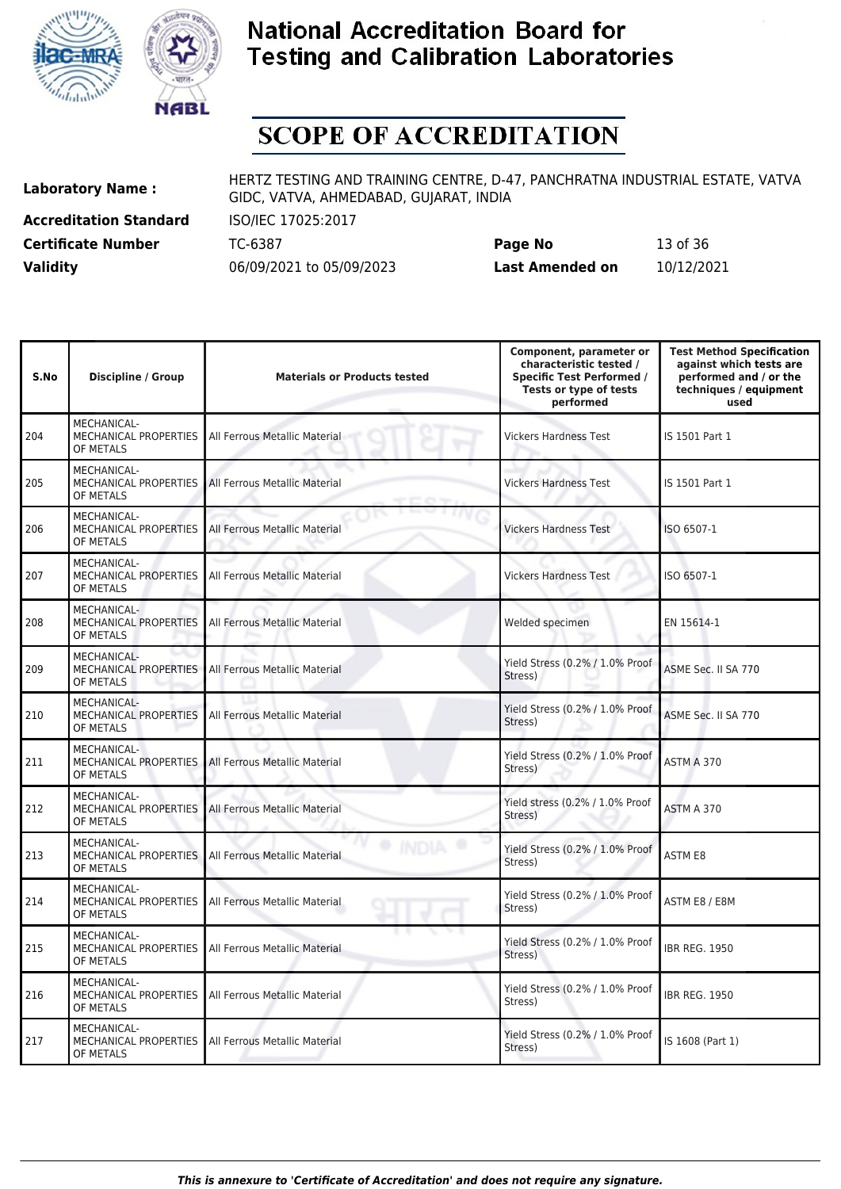# National Accreditation Board for Testing and Calibration Laboratories

# SCOPE OF ACCREDITATION

| | | | |
|---|---|---|---|
| **Laboratory Name :** | HERTZ TESTING AND TRAINING CENTRE, D-47, PANCHRATNA INDUSTRIAL ESTATE, VATVA GIDC, VATVA, AHMEDABAD, GUJARAT, INDIA | | |
| **Accreditation Standard** | ISO/IEC 17025:2017 | | |
| **Certificate Number** | TC-6387 | **Page No** | 13 of 36 |
| **Validity** | 06/09/2021 to 05/09/2023 | **Last Amended on** | 10/12/2021 |

| S.No | Discipline / Group | Materials or Products tested | Component, parameter or characteristic tested / Specific Test Performed / Tests or type of tests performed | Test Method Specification against which tests are performed and / or the techniques / equipment used |
|---|---|---|---|---|
| 204 | MECHANICAL- MECHANICAL PROPERTIES OF METALS | All Ferrous Metallic Material | Vickers Hardness Test | IS 1501 Part 1 |
| 205 | MECHANICAL- MECHANICAL PROPERTIES OF METALS | All Ferrous Metallic Material | Vickers Hardness Test | IS 1501 Part 1 |
| 206 | MECHANICAL- MECHANICAL PROPERTIES OF METALS | All Ferrous Metallic Material | Vickers Hardness Test | ISO 6507-1 |
| 207 | MECHANICAL- MECHANICAL PROPERTIES OF METALS | All Ferrous Metallic Material | Vickers Hardness Test | ISO 6507-1 |
| 208 | MECHANICAL- MECHANICAL PROPERTIES OF METALS | All Ferrous Metallic Material | Welded specimen | EN 15614-1 |
| 209 | MECHANICAL- MECHANICAL PROPERTIES OF METALS | All Ferrous Metallic Material | Yield Stress (0.2% / 1.0% Proof Stress) | ASME Sec. II SA 770 |
| 210 | MECHANICAL- MECHANICAL PROPERTIES OF METALS | All Ferrous Metallic Material | Yield Stress (0.2% / 1.0% Proof Stress) | ASME Sec. II SA 770 |
| 211 | MECHANICAL- MECHANICAL PROPERTIES OF METALS | All Ferrous Metallic Material | Yield Stress (0.2% / 1.0% Proof Stress) | ASTM A 370 |
| 212 | MECHANICAL- MECHANICAL PROPERTIES OF METALS | All Ferrous Metallic Material | Yield stress (0.2% / 1.0% Proof Stress) | ASTM A 370 |
| 213 | MECHANICAL- MECHANICAL PROPERTIES OF METALS | All Ferrous Metallic Material | Yield Stress (0.2% / 1.0% Proof Stress) | ASTM E8 |
| 214 | MECHANICAL- MECHANICAL PROPERTIES OF METALS | All Ferrous Metallic Material | Yield Stress (0.2% / 1.0% Proof Stress) | ASTM E8 / E8M |
| 215 | MECHANICAL- MECHANICAL PROPERTIES OF METALS | All Ferrous Metallic Material | Yield Stress (0.2% / 1.0% Proof Stress) | IBR REG. 1950 |
| 216 | MECHANICAL- MECHANICAL PROPERTIES OF METALS | All Ferrous Metallic Material | Yield Stress (0.2% / 1.0% Proof Stress) | IBR REG. 1950 |
| 217 | MECHANICAL- MECHANICAL PROPERTIES OF METALS | All Ferrous Metallic Material | Yield Stress (0.2% / 1.0% Proof Stress) | IS 1608 (Part 1) |

*This is annexure to 'Certificate of Accreditation' and does not require any signature.*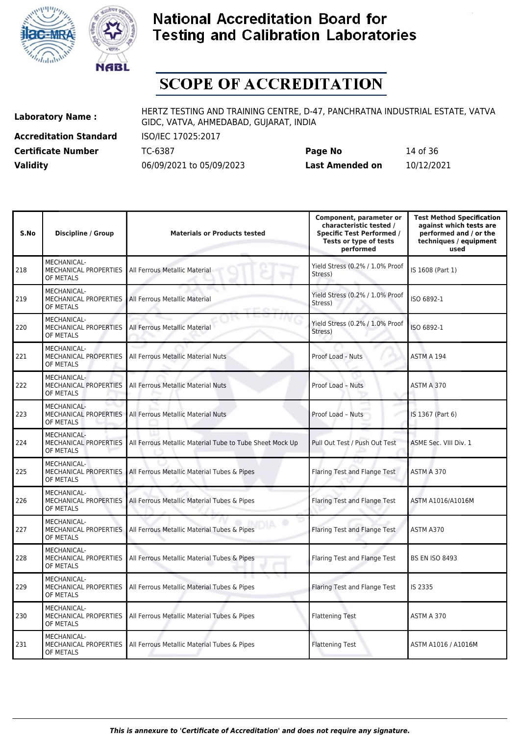# National Accreditation Board for Testing and Calibration Laboratories

## SCOPE OF ACCREDITATION

**Laboratory Name :** HERTZ TESTING AND TRAINING CENTRE, D-47, PANCHRATNA INDUSTRIAL ESTATE, VATVA GIDC, VATVA, AHMEDABAD, GUJARAT, INDIA

**Accreditation Standard** ISO/IEC 17025:2017

**Certificate Number** TC-6387 **Page No** 14 of 36

**Validity** 06/09/2021 to 05/09/2023 **Last Amended on** 10/12/2021

| S.No | Discipline / Group | Materials or Products tested | Component, parameter or characteristic tested / Specific Test Performed / Tests or type of tests performed | Test Method Specification against which tests are performed and / or the techniques / equipment used |
|---|---|---|---|---|
| 218 | MECHANICAL- MECHANICAL PROPERTIES OF METALS | All Ferrous Metallic Material | Yield Stress (0.2% / 1.0% Proof Stress) | IS 1608 (Part 1) |
| 219 | MECHANICAL- MECHANICAL PROPERTIES OF METALS | All Ferrous Metallic Material | Yield Stress (0.2% / 1.0% Proof Stress) | ISO 6892-1 |
| 220 | MECHANICAL- MECHANICAL PROPERTIES OF METALS | All Ferrous Metallic Material | Yield Stress (0.2% / 1.0% Proof Stress) | ISO 6892-1 |
| 221 | MECHANICAL- MECHANICAL PROPERTIES OF METALS | All Ferrous Metallic Material Nuts | Proof Load - Nuts | ASTM A 194 |
| 222 | MECHANICAL- MECHANICAL PROPERTIES OF METALS | All Ferrous Metallic Material Nuts | Proof Load – Nuts | ASTM A 370 |
| 223 | MECHANICAL- MECHANICAL PROPERTIES OF METALS | All Ferrous Metallic Material Nuts | Proof Load – Nuts | IS 1367 (Part 6) |
| 224 | MECHANICAL- MECHANICAL PROPERTIES OF METALS | All Ferrous Metallic Material Tube to Tube Sheet Mock Up | Pull Out Test / Push Out Test | ASME Sec. VIII Div. 1 |
| 225 | MECHANICAL- MECHANICAL PROPERTIES OF METALS | All Ferrous Metallic Material Tubes & Pipes | Flaring Test and Flange Test | ASTM A 370 |
| 226 | MECHANICAL- MECHANICAL PROPERTIES OF METALS | All Ferrous Metallic Material Tubes & Pipes | Flaring Test and Flange Test | ASTM A1016/A1016M |
| 227 | MECHANICAL- MECHANICAL PROPERTIES OF METALS | All Ferrous Metallic Material Tubes & Pipes | Flaring Test and Flange Test | ASTM A370 |
| 228 | MECHANICAL- MECHANICAL PROPERTIES OF METALS | All Ferrous Metallic Material Tubes & Pipes | Flaring Test and Flange Test | BS EN ISO 8493 |
| 229 | MECHANICAL- MECHANICAL PROPERTIES OF METALS | All Ferrous Metallic Material Tubes & Pipes | Flaring Test and Flange Test | IS 2335 |
| 230 | MECHANICAL- MECHANICAL PROPERTIES OF METALS | All Ferrous Metallic Material Tubes & Pipes | Flattening Test | ASTM A 370 |
| 231 | MECHANICAL- MECHANICAL PROPERTIES OF METALS | All Ferrous Metallic Material Tubes & Pipes | Flattening Test | ASTM A1016 / A1016M |

*This is annexure to 'Certificate of Accreditation' and does not require any signature.*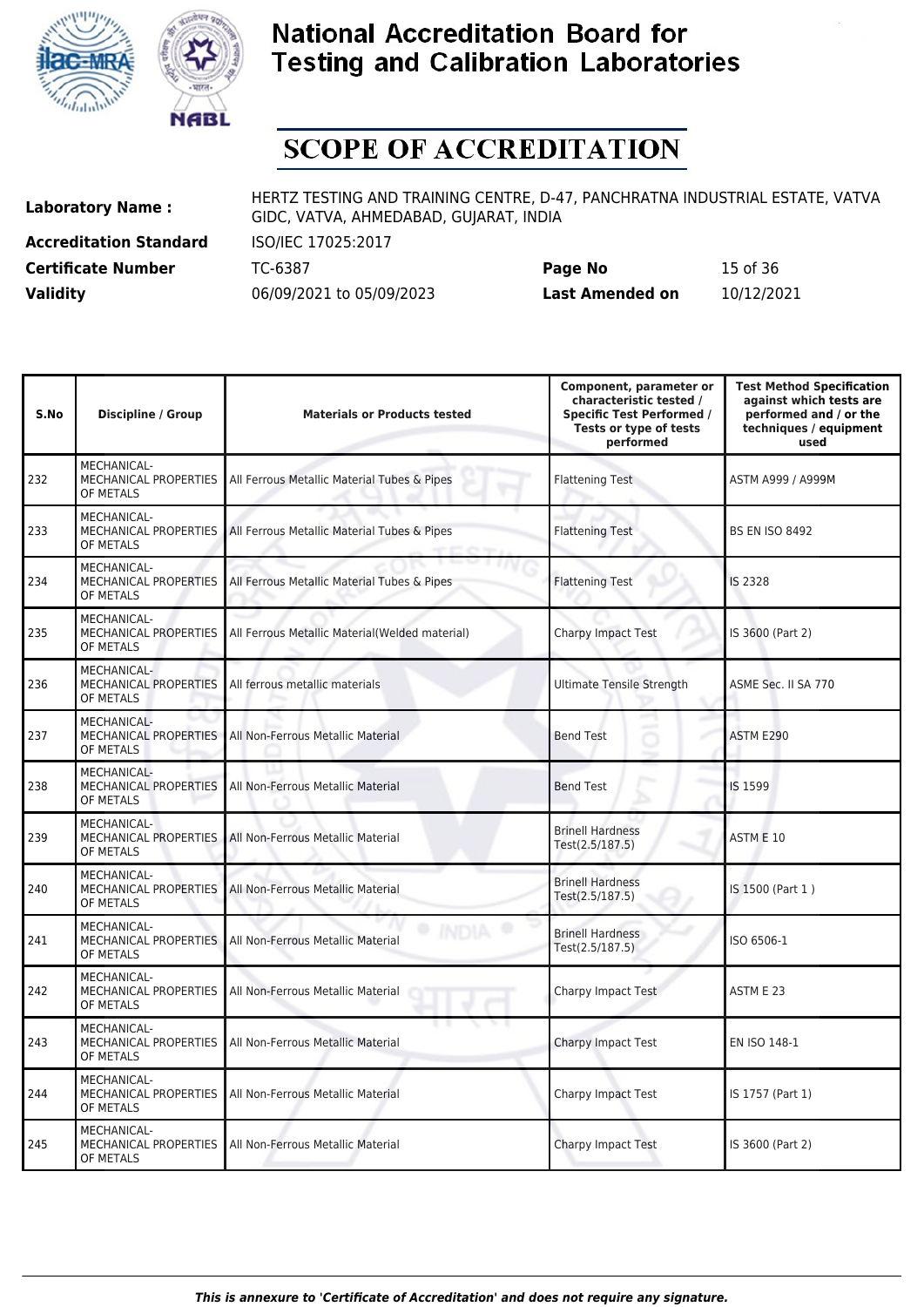# National Accreditation Board for Testing and Calibration Laboratories

## SCOPE OF ACCREDITATION

| | | | |
|---|---|---|---|
| **Laboratory Name :** | HERTZ TESTING AND TRAINING CENTRE, D-47, PANCHRATNA INDUSTRIAL ESTATE, VATVA GIDC, VATVA, AHMEDABAD, GUJARAT, INDIA | | |
| **Accreditation Standard** | ISO/IEC 17025:2017 | | |
| **Certificate Number** | TC-6387 | **Page No** | 15 of 36 |
| **Validity** | 06/09/2021 to 05/09/2023 | **Last Amended on** | 10/12/2021 |

| S.No | Discipline / Group | Materials or Products tested | Component, parameter or characteristic tested / Specific Test Performed / Tests or type of tests performed | Test Method Specification against which tests are performed and / or the techniques / equipment used |
|---|---|---|---|---|
| 232 | MECHANICAL- MECHANICAL PROPERTIES OF METALS | All Ferrous Metallic Material Tubes & Pipes | Flattening Test | ASTM A999 / A999M |
| 233 | MECHANICAL- MECHANICAL PROPERTIES OF METALS | All Ferrous Metallic Material Tubes & Pipes | Flattening Test | BS EN ISO 8492 |
| 234 | MECHANICAL- MECHANICAL PROPERTIES OF METALS | All Ferrous Metallic Material Tubes & Pipes | Flattening Test | IS 2328 |
| 235 | MECHANICAL- MECHANICAL PROPERTIES OF METALS | All Ferrous Metallic Material(Welded material) | Charpy Impact Test | IS 3600 (Part 2) |
| 236 | MECHANICAL- MECHANICAL PROPERTIES OF METALS | All ferrous metallic materials | Ultimate Tensile Strength | ASME Sec. II SA 770 |
| 237 | MECHANICAL- MECHANICAL PROPERTIES OF METALS | All Non-Ferrous Metallic Material | Bend Test | ASTM E290 |
| 238 | MECHANICAL- MECHANICAL PROPERTIES OF METALS | All Non-Ferrous Metallic Material | Bend Test | IS 1599 |
| 239 | MECHANICAL- MECHANICAL PROPERTIES OF METALS | All Non-Ferrous Metallic Material | Brinell Hardness Test(2.5/187.5) | ASTM E 10 |
| 240 | MECHANICAL- MECHANICAL PROPERTIES OF METALS | All Non-Ferrous Metallic Material | Brinell Hardness Test(2.5/187.5) | IS 1500 (Part 1 ) |
| 241 | MECHANICAL- MECHANICAL PROPERTIES OF METALS | All Non-Ferrous Metallic Material | Brinell Hardness Test(2.5/187.5) | ISO 6506-1 |
| 242 | MECHANICAL- MECHANICAL PROPERTIES OF METALS | All Non-Ferrous Metallic Material | Charpy Impact Test | ASTM E 23 |
| 243 | MECHANICAL- MECHANICAL PROPERTIES OF METALS | All Non-Ferrous Metallic Material | Charpy Impact Test | EN ISO 148-1 |
| 244 | MECHANICAL- MECHANICAL PROPERTIES OF METALS | All Non-Ferrous Metallic Material | Charpy Impact Test | IS 1757 (Part 1) |
| 245 | MECHANICAL- MECHANICAL PROPERTIES OF METALS | All Non-Ferrous Metallic Material | Charpy Impact Test | IS 3600 (Part 2) |

*This is annexure to 'Certificate of Accreditation' and does not require any signature.*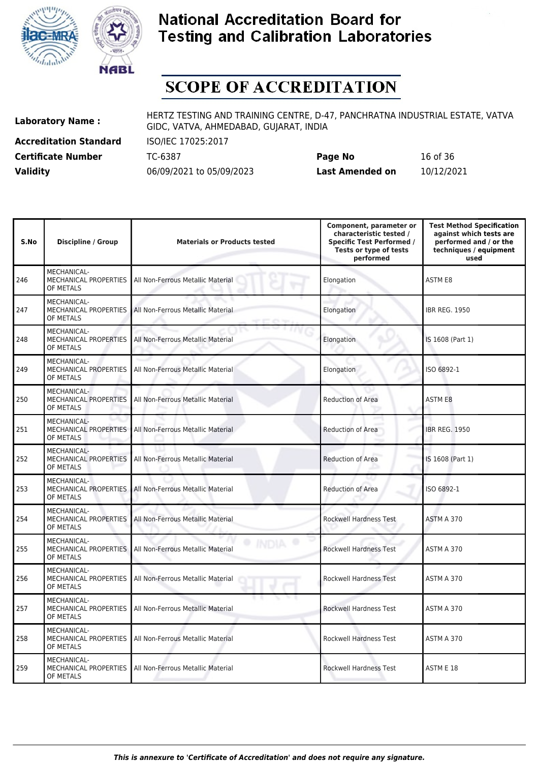# National Accreditation Board for Testing and Calibration Laboratories

# SCOPE OF ACCREDITATION

| | | | |
|---|---|---|---|
| **Laboratory Name :** | HERTZ TESTING AND TRAINING CENTRE, D-47, PANCHRATNA INDUSTRIAL ESTATE, VATVA GIDC, VATVA, AHMEDABAD, GUJARAT, INDIA | | |
| **Accreditation Standard** | ISO/IEC 17025:2017 | | |
| **Certificate Number** | TC-6387 | **Page No** | 16 of 36 |
| **Validity** | 06/09/2021 to 05/09/2023 | **Last Amended on** | 10/12/2021 |

| S.No | Discipline / Group | Materials or Products tested | Component, parameter or characteristic tested / Specific Test Performed / Tests or type of tests performed | Test Method Specification against which tests are performed and / or the techniques / equipment used |
|---|---|---|---|---|
| 246 | MECHANICAL- MECHANICAL PROPERTIES OF METALS | All Non-Ferrous Metallic Material | Elongation | ASTM E8 |
| 247 | MECHANICAL- MECHANICAL PROPERTIES OF METALS | All Non-Ferrous Metallic Material | Elongation | IBR REG. 1950 |
| 248 | MECHANICAL- MECHANICAL PROPERTIES OF METALS | All Non-Ferrous Metallic Material | Elongation | IS 1608 (Part 1) |
| 249 | MECHANICAL- MECHANICAL PROPERTIES OF METALS | All Non-Ferrous Metallic Material | Elongation | ISO 6892-1 |
| 250 | MECHANICAL- MECHANICAL PROPERTIES OF METALS | All Non-Ferrous Metallic Material | Reduction of Area | ASTM E8 |
| 251 | MECHANICAL- MECHANICAL PROPERTIES OF METALS | All Non-Ferrous Metallic Material | Reduction of Area | IBR REG. 1950 |
| 252 | MECHANICAL- MECHANICAL PROPERTIES OF METALS | All Non-Ferrous Metallic Material | Reduction of Area | IS 1608 (Part 1) |
| 253 | MECHANICAL- MECHANICAL PROPERTIES OF METALS | All Non-Ferrous Metallic Material | Reduction of Area | ISO 6892-1 |
| 254 | MECHANICAL- MECHANICAL PROPERTIES OF METALS | All Non-Ferrous Metallic Material | Rockwell Hardness Test | ASTM A 370 |
| 255 | MECHANICAL- MECHANICAL PROPERTIES OF METALS | All Non-Ferrous Metallic Material | Rockwell Hardness Test | ASTM A 370 |
| 256 | MECHANICAL- MECHANICAL PROPERTIES OF METALS | All Non-Ferrous Metallic Material | Rockwell Hardness Test | ASTM A 370 |
| 257 | MECHANICAL- MECHANICAL PROPERTIES OF METALS | All Non-Ferrous Metallic Material | Rockwell Hardness Test | ASTM A 370 |
| 258 | MECHANICAL- MECHANICAL PROPERTIES OF METALS | All Non-Ferrous Metallic Material | Rockwell Hardness Test | ASTM A 370 |
| 259 | MECHANICAL- MECHANICAL PROPERTIES OF METALS | All Non-Ferrous Metallic Material | Rockwell Hardness Test | ASTM E 18 |

*This is annexure to 'Certificate of Accreditation' and does not require any signature.*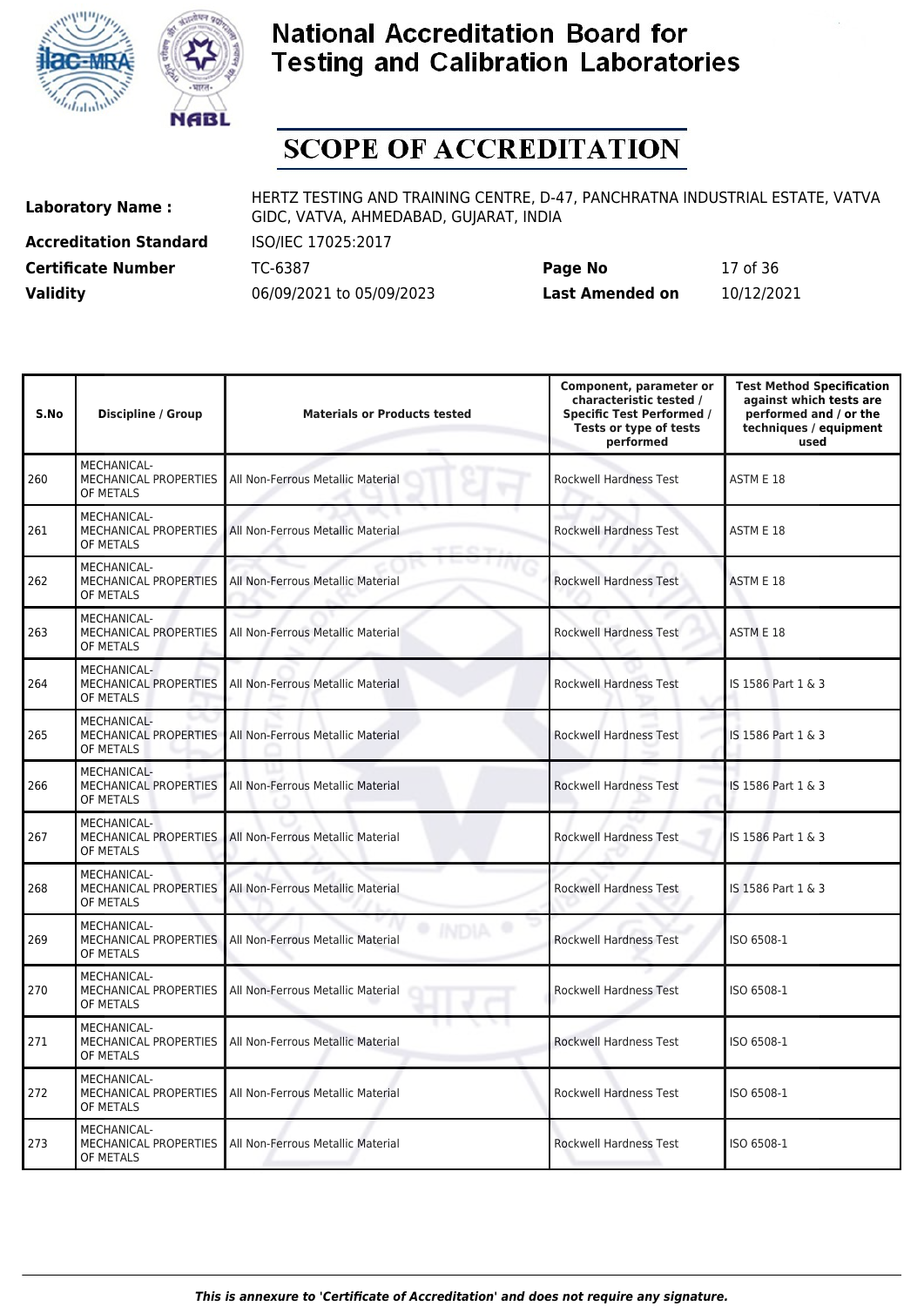# National Accreditation Board for Testing and Calibration Laboratories

## SCOPE OF ACCREDITATION

| | | | |
|---|---|---|---|
| **Laboratory Name :** | HERTZ TESTING AND TRAINING CENTRE, D-47, PANCHRATNA INDUSTRIAL ESTATE, VATVA GIDC, VATVA, AHMEDABAD, GUJARAT, INDIA | | |
| **Accreditation Standard** | ISO/IEC 17025:2017 | | |
| **Certificate Number** | TC-6387 | **Page No** | 17 of 36 |
| **Validity** | 06/09/2021 to 05/09/2023 | **Last Amended on** | 10/12/2021 |

| S.No | Discipline / Group | Materials or Products tested | Component, parameter or characteristic tested / Specific Test Performed / Tests or type of tests performed | Test Method Specification against which tests are performed and / or the techniques / equipment used |
|---|---|---|---|---|
| 260 | MECHANICAL- MECHANICAL PROPERTIES OF METALS | All Non-Ferrous Metallic Material | Rockwell Hardness Test | ASTM E 18 |
| 261 | MECHANICAL- MECHANICAL PROPERTIES OF METALS | All Non-Ferrous Metallic Material | Rockwell Hardness Test | ASTM E 18 |
| 262 | MECHANICAL- MECHANICAL PROPERTIES OF METALS | All Non-Ferrous Metallic Material | Rockwell Hardness Test | ASTM E 18 |
| 263 | MECHANICAL- MECHANICAL PROPERTIES OF METALS | All Non-Ferrous Metallic Material | Rockwell Hardness Test | ASTM E 18 |
| 264 | MECHANICAL- MECHANICAL PROPERTIES OF METALS | All Non-Ferrous Metallic Material | Rockwell Hardness Test | IS 1586 Part 1 & 3 |
| 265 | MECHANICAL- MECHANICAL PROPERTIES OF METALS | All Non-Ferrous Metallic Material | Rockwell Hardness Test | IS 1586 Part 1 & 3 |
| 266 | MECHANICAL- MECHANICAL PROPERTIES OF METALS | All Non-Ferrous Metallic Material | Rockwell Hardness Test | IS 1586 Part 1 & 3 |
| 267 | MECHANICAL- MECHANICAL PROPERTIES OF METALS | All Non-Ferrous Metallic Material | Rockwell Hardness Test | IS 1586 Part 1 & 3 |
| 268 | MECHANICAL- MECHANICAL PROPERTIES OF METALS | All Non-Ferrous Metallic Material | Rockwell Hardness Test | IS 1586 Part 1 & 3 |
| 269 | MECHANICAL- MECHANICAL PROPERTIES OF METALS | All Non-Ferrous Metallic Material | Rockwell Hardness Test | ISO 6508-1 |
| 270 | MECHANICAL- MECHANICAL PROPERTIES OF METALS | All Non-Ferrous Metallic Material | Rockwell Hardness Test | ISO 6508-1 |
| 271 | MECHANICAL- MECHANICAL PROPERTIES OF METALS | All Non-Ferrous Metallic Material | Rockwell Hardness Test | ISO 6508-1 |
| 272 | MECHANICAL- MECHANICAL PROPERTIES OF METALS | All Non-Ferrous Metallic Material | Rockwell Hardness Test | ISO 6508-1 |
| 273 | MECHANICAL- MECHANICAL PROPERTIES OF METALS | All Non-Ferrous Metallic Material | Rockwell Hardness Test | ISO 6508-1 |

*This is annexure to 'Certificate of Accreditation' and does not require any signature.*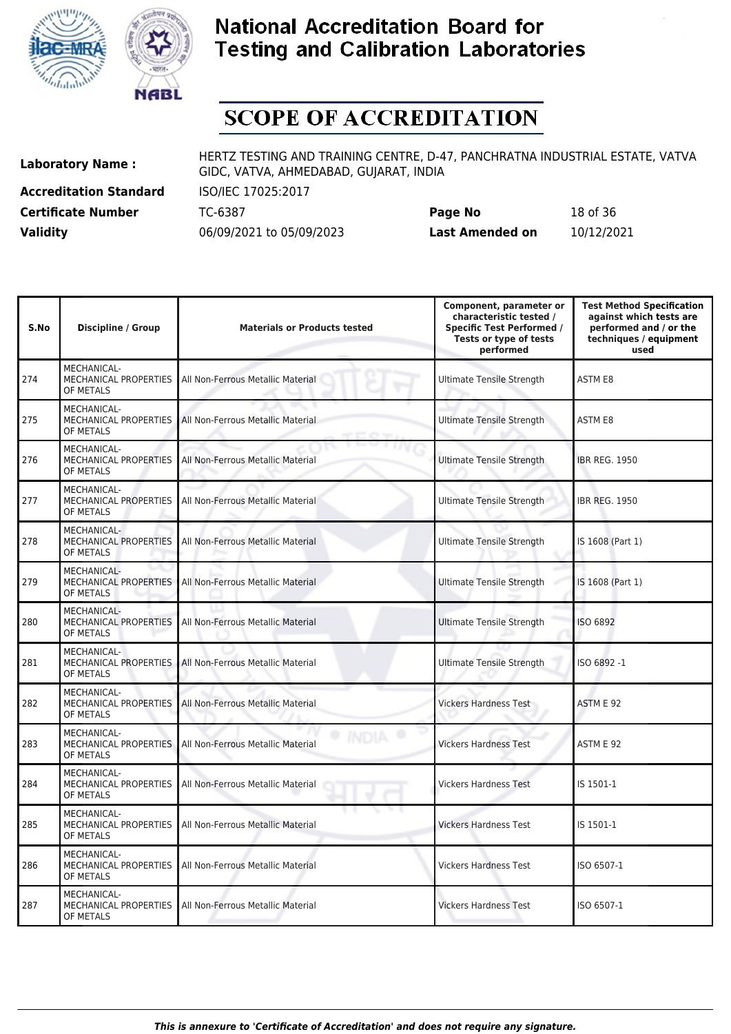# National Accreditation Board for Testing and Calibration Laboratories

## SCOPE OF ACCREDITATION

| | | | |
|---|---|---|---|
| **Laboratory Name :** | HERTZ TESTING AND TRAINING CENTRE, D-47, PANCHRATNA INDUSTRIAL ESTATE, VATVA GIDC, VATVA, AHMEDABAD, GUJARAT, INDIA | | |
| **Accreditation Standard** | ISO/IEC 17025:2017 | | |
| **Certificate Number** | TC-6387 | **Page No** | 18 of 36 |
| **Validity** | 06/09/2021 to 05/09/2023 | **Last Amended on** | 10/12/2021 |

| S.No | Discipline / Group | Materials or Products tested | Component, parameter or characteristic tested / Specific Test Performed / Tests or type of tests performed | Test Method Specification against which tests are performed and / or the techniques / equipment used |
|---|---|---|---|---|
| 274 | MECHANICAL- MECHANICAL PROPERTIES OF METALS | All Non-Ferrous Metallic Material | Ultimate Tensile Strength | ASTM E8 |
| 275 | MECHANICAL- MECHANICAL PROPERTIES OF METALS | All Non-Ferrous Metallic Material | Ultimate Tensile Strength | ASTM E8 |
| 276 | MECHANICAL- MECHANICAL PROPERTIES OF METALS | All Non-Ferrous Metallic Material | Ultimate Tensile Strength | IBR REG. 1950 |
| 277 | MECHANICAL- MECHANICAL PROPERTIES OF METALS | All Non-Ferrous Metallic Material | Ultimate Tensile Strength | IBR REG. 1950 |
| 278 | MECHANICAL- MECHANICAL PROPERTIES OF METALS | All Non-Ferrous Metallic Material | Ultimate Tensile Strength | IS 1608 (Part 1) |
| 279 | MECHANICAL- MECHANICAL PROPERTIES OF METALS | All Non-Ferrous Metallic Material | Ultimate Tensile Strength | IS 1608 (Part 1) |
| 280 | MECHANICAL- MECHANICAL PROPERTIES OF METALS | All Non-Ferrous Metallic Material | Ultimate Tensile Strength | ISO 6892 |
| 281 | MECHANICAL- MECHANICAL PROPERTIES OF METALS | All Non-Ferrous Metallic Material | Ultimate Tensile Strength | ISO 6892 -1 |
| 282 | MECHANICAL- MECHANICAL PROPERTIES OF METALS | All Non-Ferrous Metallic Material | Vickers Hardness Test | ASTM E 92 |
| 283 | MECHANICAL- MECHANICAL PROPERTIES OF METALS | All Non-Ferrous Metallic Material | Vickers Hardness Test | ASTM E 92 |
| 284 | MECHANICAL- MECHANICAL PROPERTIES OF METALS | All Non-Ferrous Metallic Material | Vickers Hardness Test | IS 1501-1 |
| 285 | MECHANICAL- MECHANICAL PROPERTIES OF METALS | All Non-Ferrous Metallic Material | Vickers Hardness Test | IS 1501-1 |
| 286 | MECHANICAL- MECHANICAL PROPERTIES OF METALS | All Non-Ferrous Metallic Material | Vickers Hardness Test | ISO 6507-1 |
| 287 | MECHANICAL- MECHANICAL PROPERTIES OF METALS | All Non-Ferrous Metallic Material | Vickers Hardness Test | ISO 6507-1 |

*This is annexure to 'Certificate of Accreditation' and does not require any signature.*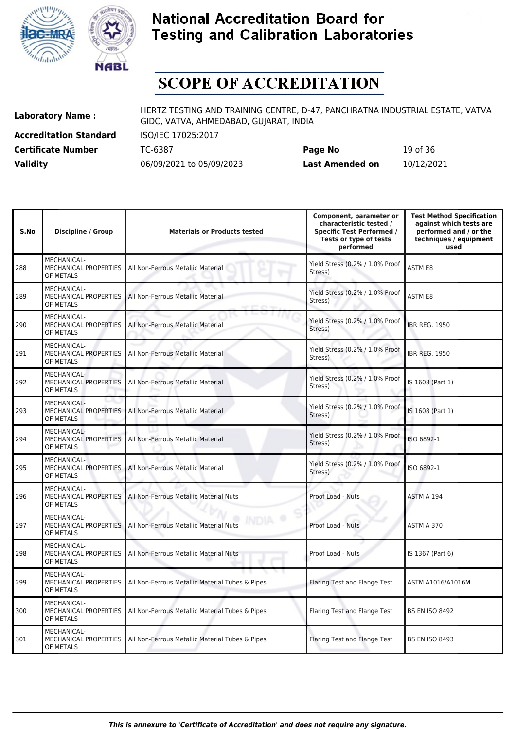# National Accreditation Board for Testing and Calibration Laboratories

## SCOPE OF ACCREDITATION

| | | | |
|---|---|---|---|
| **Laboratory Name :** | HERTZ TESTING AND TRAINING CENTRE, D-47, PANCHRATNA INDUSTRIAL ESTATE, VATVA GIDC, VATVA, AHMEDABAD, GUJARAT, INDIA | | |
| **Accreditation Standard** | ISO/IEC 17025:2017 | | |
| **Certificate Number** | TC-6387 | **Page No** | 19 of 36 |
| **Validity** | 06/09/2021 to 05/09/2023 | **Last Amended on** | 10/12/2021 |

| S.No | Discipline / Group | Materials or Products tested | Component, parameter or characteristic tested / Specific Test Performed / Tests or type of tests performed | Test Method Specification against which tests are performed and / or the techniques / equipment used |
|---|---|---|---|---|
| 288 | MECHANICAL- MECHANICAL PROPERTIES OF METALS | All Non-Ferrous Metallic Material | Yield Stress (0.2% / 1.0% Proof Stress) | ASTM E8 |
| 289 | MECHANICAL- MECHANICAL PROPERTIES OF METALS | All Non-Ferrous Metallic Material | Yield Stress (0.2% / 1.0% Proof Stress) | ASTM E8 |
| 290 | MECHANICAL- MECHANICAL PROPERTIES OF METALS | All Non-Ferrous Metallic Material | Yield Stress (0.2% / 1.0% Proof Stress) | IBR REG. 1950 |
| 291 | MECHANICAL- MECHANICAL PROPERTIES OF METALS | All Non-Ferrous Metallic Material | Yield Stress (0.2% / 1.0% Proof Stress) | IBR REG. 1950 |
| 292 | MECHANICAL- MECHANICAL PROPERTIES OF METALS | All Non-Ferrous Metallic Material | Yield Stress (0.2% / 1.0% Proof Stress) | IS 1608 (Part 1) |
| 293 | MECHANICAL- MECHANICAL PROPERTIES OF METALS | All Non-Ferrous Metallic Material | Yield Stress (0.2% / 1.0% Proof Stress) | IS 1608 (Part 1) |
| 294 | MECHANICAL- MECHANICAL PROPERTIES OF METALS | All Non-Ferrous Metallic Material | Yield Stress (0.2% / 1.0% Proof Stress) | ISO 6892-1 |
| 295 | MECHANICAL- MECHANICAL PROPERTIES OF METALS | All Non-Ferrous Metallic Material | Yield Stress (0.2% / 1.0% Proof Stress) | ISO 6892-1 |
| 296 | MECHANICAL- MECHANICAL PROPERTIES OF METALS | All Non-Ferrous Metallic Material Nuts | Proof Load - Nuts | ASTM A 194 |
| 297 | MECHANICAL- MECHANICAL PROPERTIES OF METALS | All Non-Ferrous Metallic Material Nuts | Proof Load - Nuts | ASTM A 370 |
| 298 | MECHANICAL- MECHANICAL PROPERTIES OF METALS | All Non-Ferrous Metallic Material Nuts | Proof Load - Nuts | IS 1367 (Part 6) |
| 299 | MECHANICAL- MECHANICAL PROPERTIES OF METALS | All Non-Ferrous Metallic Material Tubes & Pipes | Flaring Test and Flange Test | ASTM A1016/A1016M |
| 300 | MECHANICAL- MECHANICAL PROPERTIES OF METALS | All Non-Ferrous Metallic Material Tubes & Pipes | Flaring Test and Flange Test | BS EN ISO 8492 |
| 301 | MECHANICAL- MECHANICAL PROPERTIES OF METALS | All Non-Ferrous Metallic Material Tubes & Pipes | Flaring Test and Flange Test | BS EN ISO 8493 |

*This is annexure to 'Certificate of Accreditation' and does not require any signature.*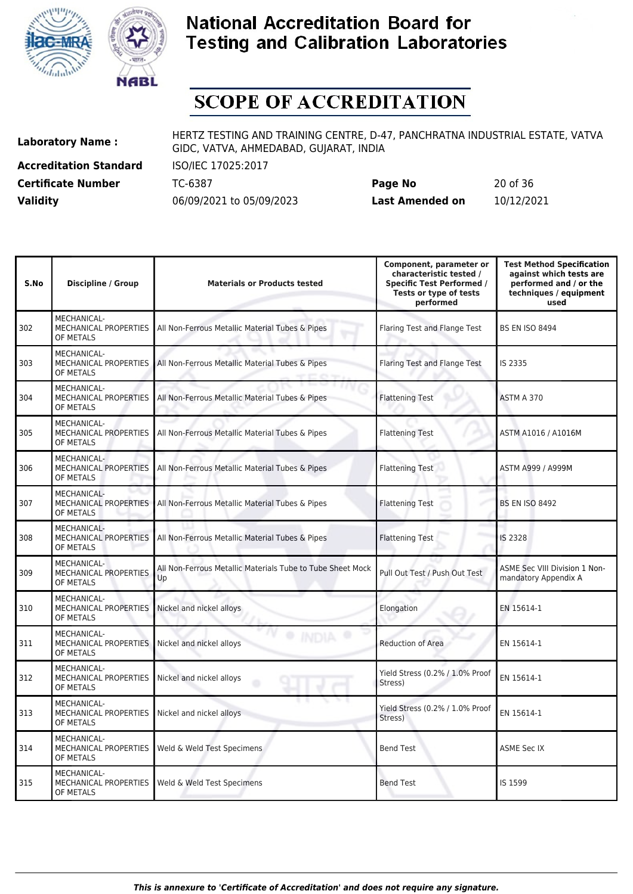# National Accreditation Board for Testing and Calibration Laboratories

## SCOPE OF ACCREDITATION

| | | | |
|---|---|---|---|
| **Laboratory Name :** | HERTZ TESTING AND TRAINING CENTRE, D-47, PANCHRATNA INDUSTRIAL ESTATE, VATVA GIDC, VATVA, AHMEDABAD, GUJARAT, INDIA | | |
| **Accreditation Standard** | ISO/IEC 17025:2017 | | |
| **Certificate Number** | TC-6387 | **Page No** | 20 of 36 |
| **Validity** | 06/09/2021 to 05/09/2023 | **Last Amended on** | 10/12/2021 |

| S.No | Discipline / Group | Materials or Products tested | Component, parameter or characteristic tested / Specific Test Performed / Tests or type of tests performed | Test Method Specification against which tests are performed and / or the techniques / equipment used |
|---|---|---|---|---|
| 302 | MECHANICAL- MECHANICAL PROPERTIES OF METALS | All Non-Ferrous Metallic Material Tubes & Pipes | Flaring Test and Flange Test | BS EN ISO 8494 |
| 303 | MECHANICAL- MECHANICAL PROPERTIES OF METALS | All Non-Ferrous Metallic Material Tubes & Pipes | Flaring Test and Flange Test | IS 2335 |
| 304 | MECHANICAL- MECHANICAL PROPERTIES OF METALS | All Non-Ferrous Metallic Material Tubes & Pipes | Flattening Test | ASTM A 370 |
| 305 | MECHANICAL- MECHANICAL PROPERTIES OF METALS | All Non-Ferrous Metallic Material Tubes & Pipes | Flattening Test | ASTM A1016 / A1016M |
| 306 | MECHANICAL- MECHANICAL PROPERTIES OF METALS | All Non-Ferrous Metallic Material Tubes & Pipes | Flattening Test | ASTM A999 / A999M |
| 307 | MECHANICAL- MECHANICAL PROPERTIES OF METALS | All Non-Ferrous Metallic Material Tubes & Pipes | Flattening Test | BS EN ISO 8492 |
| 308 | MECHANICAL- MECHANICAL PROPERTIES OF METALS | All Non-Ferrous Metallic Material Tubes & Pipes | Flattening Test | IS 2328 |
| 309 | MECHANICAL- MECHANICAL PROPERTIES OF METALS | All Non-Ferrous Metallic Materials Tube to Tube Sheet Mock Up | Pull Out Test / Push Out Test | ASME Sec VIII Division 1 Non-mandatory Appendix A |
| 310 | MECHANICAL- MECHANICAL PROPERTIES OF METALS | Nickel and nickel alloys | Elongation | EN 15614-1 |
| 311 | MECHANICAL- MECHANICAL PROPERTIES OF METALS | Nickel and nickel alloys | Reduction of Area | EN 15614-1 |
| 312 | MECHANICAL- MECHANICAL PROPERTIES OF METALS | Nickel and nickel alloys | Yield Stress (0.2% / 1.0% Proof Stress) | EN 15614-1 |
| 313 | MECHANICAL- MECHANICAL PROPERTIES OF METALS | Nickel and nickel alloys | Yield Stress (0.2% / 1.0% Proof Stress) | EN 15614-1 |
| 314 | MECHANICAL- MECHANICAL PROPERTIES OF METALS | Weld & Weld Test Specimens | Bend Test | ASME Sec IX |
| 315 | MECHANICAL- MECHANICAL PROPERTIES OF METALS | Weld & Weld Test Specimens | Bend Test | IS 1599 |

*This is annexure to 'Certificate of Accreditation' and does not require any signature.*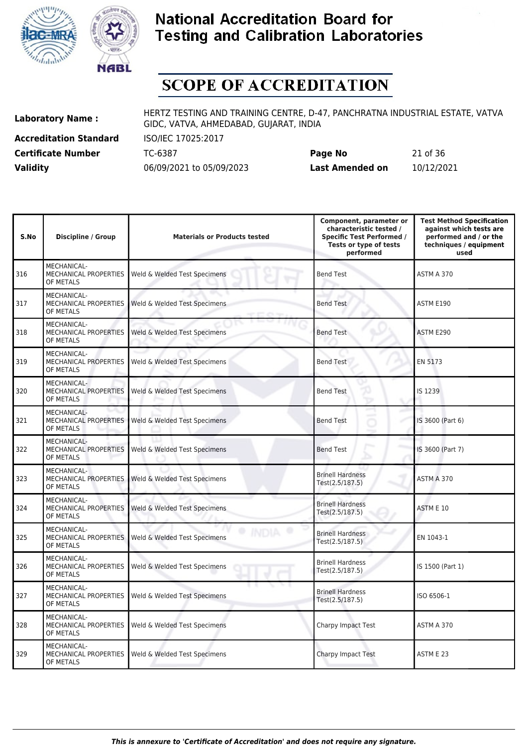# National Accreditation Board for Testing and Calibration Laboratories

# SCOPE OF ACCREDITATION

| | | | |
|---|---|---|---|
| **Laboratory Name :** | HERTZ TESTING AND TRAINING CENTRE, D-47, PANCHRATNA INDUSTRIAL ESTATE, VATVA GIDC, VATVA, AHMEDABAD, GUJARAT, INDIA | | |
| **Accreditation Standard** | ISO/IEC 17025:2017 | | |
| **Certificate Number** | TC-6387 | **Page No** | 21 of 36 |
| **Validity** | 06/09/2021 to 05/09/2023 | **Last Amended on** | 10/12/2021 |

| S.No | Discipline / Group | Materials or Products tested | Component, parameter or characteristic tested / Specific Test Performed / Tests or type of tests performed | Test Method Specification against which tests are performed and / or the techniques / equipment used |
|---|---|---|---|---|
| 316 | MECHANICAL- MECHANICAL PROPERTIES OF METALS | Weld & Welded Test Specimens | Bend Test | ASTM A 370 |
| 317 | MECHANICAL- MECHANICAL PROPERTIES OF METALS | Weld & Welded Test Specimens | Bend Test | ASTM E190 |
| 318 | MECHANICAL- MECHANICAL PROPERTIES OF METALS | Weld & Welded Test Specimens | Bend Test | ASTM E290 |
| 319 | MECHANICAL- MECHANICAL PROPERTIES OF METALS | Weld & Welded Test Specimens | Bend Test | EN 5173 |
| 320 | MECHANICAL- MECHANICAL PROPERTIES OF METALS | Weld & Welded Test Specimens | Bend Test | IS 1239 |
| 321 | MECHANICAL- MECHANICAL PROPERTIES OF METALS | Weld & Welded Test Specimens | Bend Test | IS 3600 (Part 6) |
| 322 | MECHANICAL- MECHANICAL PROPERTIES OF METALS | Weld & Welded Test Specimens | Bend Test | IS 3600 (Part 7) |
| 323 | MECHANICAL- MECHANICAL PROPERTIES OF METALS | Weld & Welded Test Specimens | Brinell Hardness Test(2.5/187.5) | ASTM A 370 |
| 324 | MECHANICAL- MECHANICAL PROPERTIES OF METALS | Weld & Welded Test Specimens | Brinell Hardness Test(2.5/187.5) | ASTM E 10 |
| 325 | MECHANICAL- MECHANICAL PROPERTIES OF METALS | Weld & Welded Test Specimens | Brinell Hardness Test(2.5/187.5) | EN 1043-1 |
| 326 | MECHANICAL- MECHANICAL PROPERTIES OF METALS | Weld & Welded Test Specimens | Brinell Hardness Test(2.5/187.5) | IS 1500 (Part 1) |
| 327 | MECHANICAL- MECHANICAL PROPERTIES OF METALS | Weld & Welded Test Specimens | Brinell Hardness Test(2.5/187.5) | ISO 6506-1 |
| 328 | MECHANICAL- MECHANICAL PROPERTIES OF METALS | Weld & Welded Test Specimens | Charpy Impact Test | ASTM A 370 |
| 329 | MECHANICAL- MECHANICAL PROPERTIES OF METALS | Weld & Welded Test Specimens | Charpy Impact Test | ASTM E 23 |

*This is annexure to 'Certificate of Accreditation' and does not require any signature.*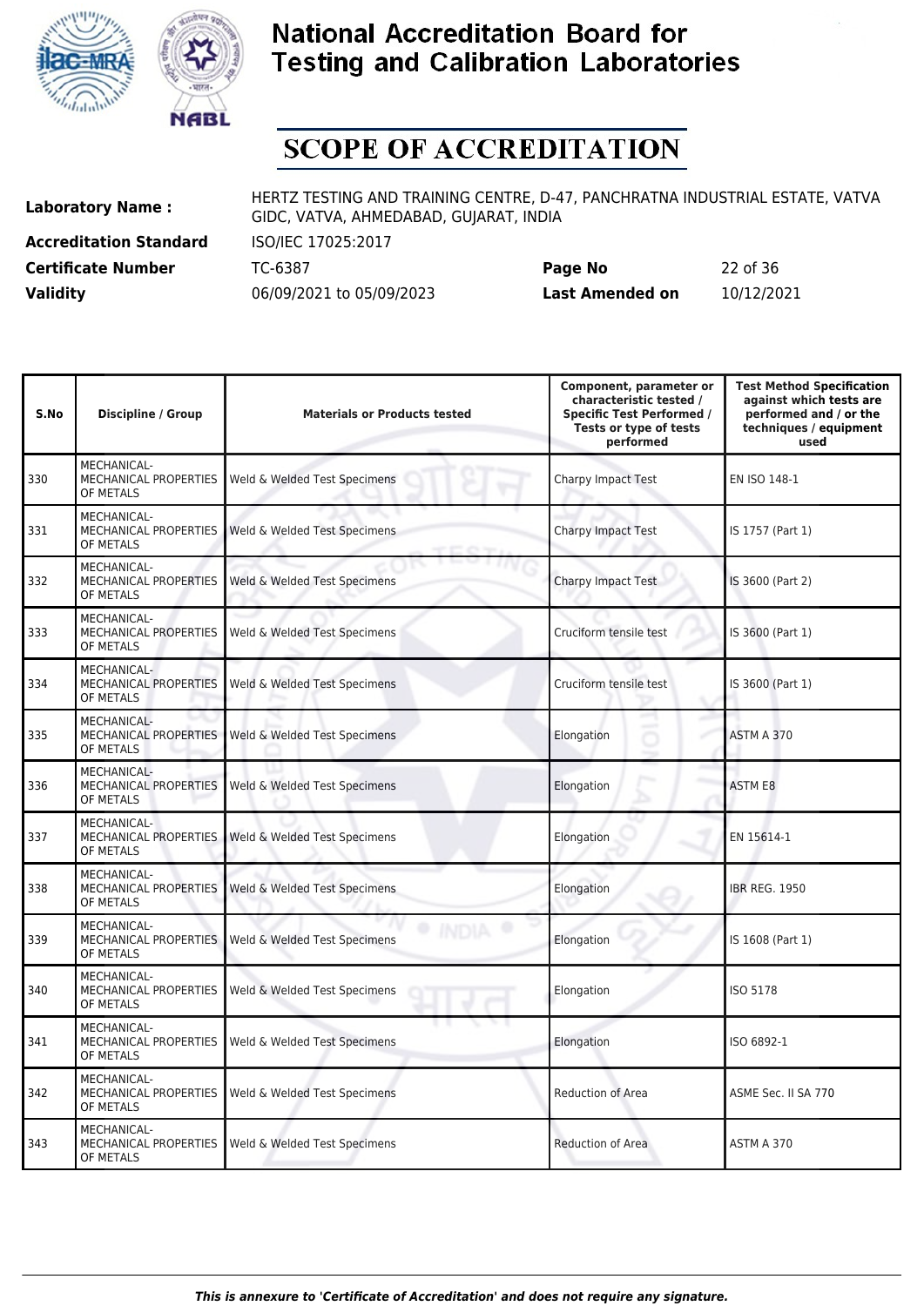# National Accreditation Board for Testing and Calibration Laboratories

## SCOPE OF ACCREDITATION

| | | | |
|---|---|---|---|
| **Laboratory Name :** | HERTZ TESTING AND TRAINING CENTRE, D-47, PANCHRATNA INDUSTRIAL ESTATE, VATVA GIDC, VATVA, AHMEDABAD, GUJARAT, INDIA | | |
| **Accreditation Standard** | ISO/IEC 17025:2017 | | |
| **Certificate Number** | TC-6387 | **Page No** | 22 of 36 |
| **Validity** | 06/09/2021 to 05/09/2023 | **Last Amended on** | 10/12/2021 |

| S.No | Discipline / Group | Materials or Products tested | Component, parameter or characteristic tested / Specific Test Performed / Tests or type of tests performed | Test Method Specification against which tests are performed and / or the techniques / equipment used |
|---|---|---|---|---|
| 330 | MECHANICAL- MECHANICAL PROPERTIES OF METALS | Weld & Welded Test Specimens | Charpy Impact Test | EN ISO 148-1 |
| 331 | MECHANICAL- MECHANICAL PROPERTIES OF METALS | Weld & Welded Test Specimens | Charpy Impact Test | IS 1757 (Part 1) |
| 332 | MECHANICAL- MECHANICAL PROPERTIES OF METALS | Weld & Welded Test Specimens | Charpy Impact Test | IS 3600 (Part 2) |
| 333 | MECHANICAL- MECHANICAL PROPERTIES OF METALS | Weld & Welded Test Specimens | Cruciform tensile test | IS 3600 (Part 1) |
| 334 | MECHANICAL- MECHANICAL PROPERTIES OF METALS | Weld & Welded Test Specimens | Cruciform tensile test | IS 3600 (Part 1) |
| 335 | MECHANICAL- MECHANICAL PROPERTIES OF METALS | Weld & Welded Test Specimens | Elongation | ASTM A 370 |
| 336 | MECHANICAL- MECHANICAL PROPERTIES OF METALS | Weld & Welded Test Specimens | Elongation | ASTM E8 |
| 337 | MECHANICAL- MECHANICAL PROPERTIES OF METALS | Weld & Welded Test Specimens | Elongation | EN 15614-1 |
| 338 | MECHANICAL- MECHANICAL PROPERTIES OF METALS | Weld & Welded Test Specimens | Elongation | IBR REG. 1950 |
| 339 | MECHANICAL- MECHANICAL PROPERTIES OF METALS | Weld & Welded Test Specimens | Elongation | IS 1608 (Part 1) |
| 340 | MECHANICAL- MECHANICAL PROPERTIES OF METALS | Weld & Welded Test Specimens | Elongation | ISO 5178 |
| 341 | MECHANICAL- MECHANICAL PROPERTIES OF METALS | Weld & Welded Test Specimens | Elongation | ISO 6892-1 |
| 342 | MECHANICAL- MECHANICAL PROPERTIES OF METALS | Weld & Welded Test Specimens | Reduction of Area | ASME Sec. II SA 770 |
| 343 | MECHANICAL- MECHANICAL PROPERTIES OF METALS | Weld & Welded Test Specimens | Reduction of Area | ASTM A 370 |

*This is annexure to 'Certificate of Accreditation' and does not require any signature.*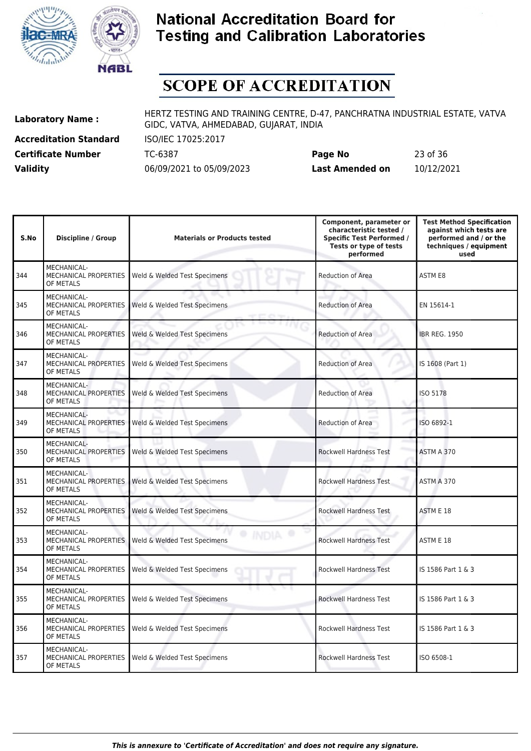# National Accreditation Board for Testing and Calibration Laboratories

## SCOPE OF ACCREDITATION

| | | | |
|---|---|---|---|
| **Laboratory Name :** | HERTZ TESTING AND TRAINING CENTRE, D-47, PANCHRATNA INDUSTRIAL ESTATE, VATVA GIDC, VATVA, AHMEDABAD, GUJARAT, INDIA | | |
| **Accreditation Standard** | ISO/IEC 17025:2017 | | |
| **Certificate Number** | TC-6387 | **Page No** | 23 of 36 |
| **Validity** | 06/09/2021 to 05/09/2023 | **Last Amended on** | 10/12/2021 |

| S.No | Discipline / Group | Materials or Products tested | Component, parameter or characteristic tested / Specific Test Performed / Tests or type of tests performed | Test Method Specification against which tests are performed and / or the techniques / equipment used |
|---|---|---|---|---|
| 344 | MECHANICAL- MECHANICAL PROPERTIES OF METALS | Weld & Welded Test Specimens | Reduction of Area | ASTM E8 |
| 345 | MECHANICAL- MECHANICAL PROPERTIES OF METALS | Weld & Welded Test Specimens | Reduction of Area | EN 15614-1 |
| 346 | MECHANICAL- MECHANICAL PROPERTIES OF METALS | Weld & Welded Test Specimens | Reduction of Area | IBR REG. 1950 |
| 347 | MECHANICAL- MECHANICAL PROPERTIES OF METALS | Weld & Welded Test Specimens | Reduction of Area | IS 1608 (Part 1) |
| 348 | MECHANICAL- MECHANICAL PROPERTIES OF METALS | Weld & Welded Test Specimens | Reduction of Area | ISO 5178 |
| 349 | MECHANICAL- MECHANICAL PROPERTIES OF METALS | Weld & Welded Test Specimens | Reduction of Area | ISO 6892-1 |
| 350 | MECHANICAL- MECHANICAL PROPERTIES OF METALS | Weld & Welded Test Specimens | Rockwell Hardness Test | ASTM A 370 |
| 351 | MECHANICAL- MECHANICAL PROPERTIES OF METALS | Weld & Welded Test Specimens | Rockwell Hardness Test | ASTM A 370 |
| 352 | MECHANICAL- MECHANICAL PROPERTIES OF METALS | Weld & Welded Test Specimens | Rockwell Hardness Test | ASTM E 18 |
| 353 | MECHANICAL- MECHANICAL PROPERTIES OF METALS | Weld & Welded Test Specimens | Rockwell Hardness Test | ASTM E 18 |
| 354 | MECHANICAL- MECHANICAL PROPERTIES OF METALS | Weld & Welded Test Specimens | Rockwell Hardness Test | IS 1586 Part 1 & 3 |
| 355 | MECHANICAL- MECHANICAL PROPERTIES OF METALS | Weld & Welded Test Specimens | Rockwell Hardness Test | IS 1586 Part 1 & 3 |
| 356 | MECHANICAL- MECHANICAL PROPERTIES OF METALS | Weld & Welded Test Specimens | Rockwell Hardness Test | IS 1586 Part 1 & 3 |
| 357 | MECHANICAL- MECHANICAL PROPERTIES OF METALS | Weld & Welded Test Specimens | Rockwell Hardness Test | ISO 6508-1 |

*This is annexure to 'Certificate of Accreditation' and does not require any signature.*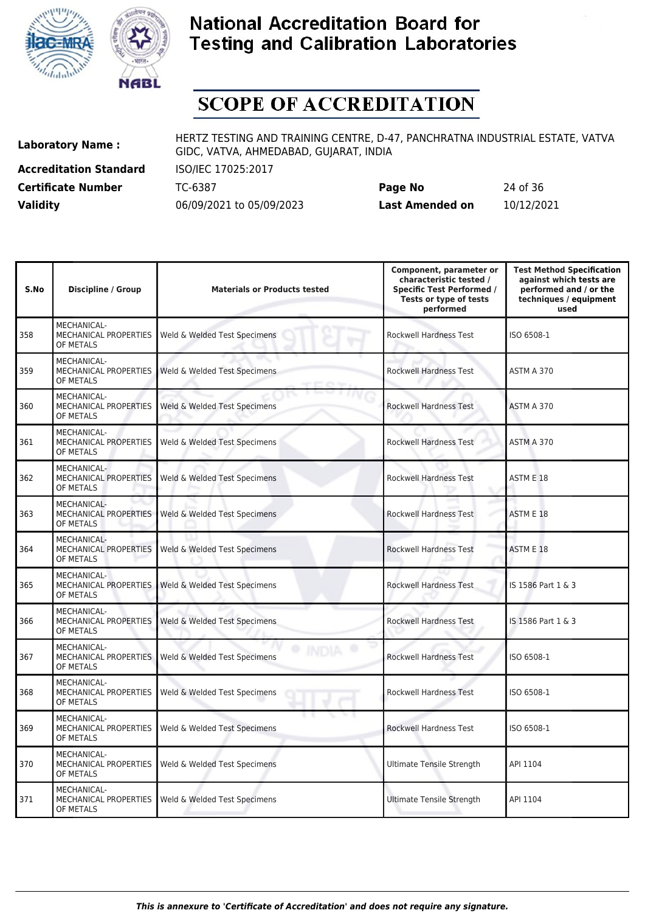# National Accreditation Board for Testing and Calibration Laboratories

# SCOPE OF ACCREDITATION

**Laboratory Name :** HERTZ TESTING AND TRAINING CENTRE, D-47, PANCHRATNA INDUSTRIAL ESTATE, VATVA GIDC, VATVA, AHMEDABAD, GUJARAT, INDIA

**Accreditation Standard** ISO/IEC 17025:2017

**Certificate Number** TC-6387 **Page No** 24 of 36

**Validity** 06/09/2021 to 05/09/2023 **Last Amended on** 10/12/2021

| S.No | Discipline / Group | Materials or Products tested | Component, parameter or characteristic tested / Specific Test Performed / Tests or type of tests performed | Test Method Specification against which tests are performed and / or the techniques / equipment used |
|---|---|---|---|---|
| 358 | MECHANICAL- MECHANICAL PROPERTIES OF METALS | Weld & Welded Test Specimens | Rockwell Hardness Test | ISO 6508-1 |
| 359 | MECHANICAL- MECHANICAL PROPERTIES OF METALS | Weld & Welded Test Specimens | Rockwell Hardness Test | ASTM A 370 |
| 360 | MECHANICAL- MECHANICAL PROPERTIES OF METALS | Weld & Welded Test Specimens | Rockwell Hardness Test | ASTM A 370 |
| 361 | MECHANICAL- MECHANICAL PROPERTIES OF METALS | Weld & Welded Test Specimens | Rockwell Hardness Test | ASTM A 370 |
| 362 | MECHANICAL- MECHANICAL PROPERTIES OF METALS | Weld & Welded Test Specimens | Rockwell Hardness Test | ASTM E 18 |
| 363 | MECHANICAL- MECHANICAL PROPERTIES OF METALS | Weld & Welded Test Specimens | Rockwell Hardness Test | ASTM E 18 |
| 364 | MECHANICAL- MECHANICAL PROPERTIES OF METALS | Weld & Welded Test Specimens | Rockwell Hardness Test | ASTM E 18 |
| 365 | MECHANICAL- MECHANICAL PROPERTIES OF METALS | Weld & Welded Test Specimens | Rockwell Hardness Test | IS 1586 Part 1 & 3 |
| 366 | MECHANICAL- MECHANICAL PROPERTIES OF METALS | Weld & Welded Test Specimens | Rockwell Hardness Test | IS 1586 Part 1 & 3 |
| 367 | MECHANICAL- MECHANICAL PROPERTIES OF METALS | Weld & Welded Test Specimens | Rockwell Hardness Test | ISO 6508-1 |
| 368 | MECHANICAL- MECHANICAL PROPERTIES OF METALS | Weld & Welded Test Specimens | Rockwell Hardness Test | ISO 6508-1 |
| 369 | MECHANICAL- MECHANICAL PROPERTIES OF METALS | Weld & Welded Test Specimens | Rockwell Hardness Test | ISO 6508-1 |
| 370 | MECHANICAL- MECHANICAL PROPERTIES OF METALS | Weld & Welded Test Specimens | Ultimate Tensile Strength | API 1104 |
| 371 | MECHANICAL- MECHANICAL PROPERTIES OF METALS | Weld & Welded Test Specimens | Ultimate Tensile Strength | API 1104 |

*This is annexure to 'Certificate of Accreditation' and does not require any signature.*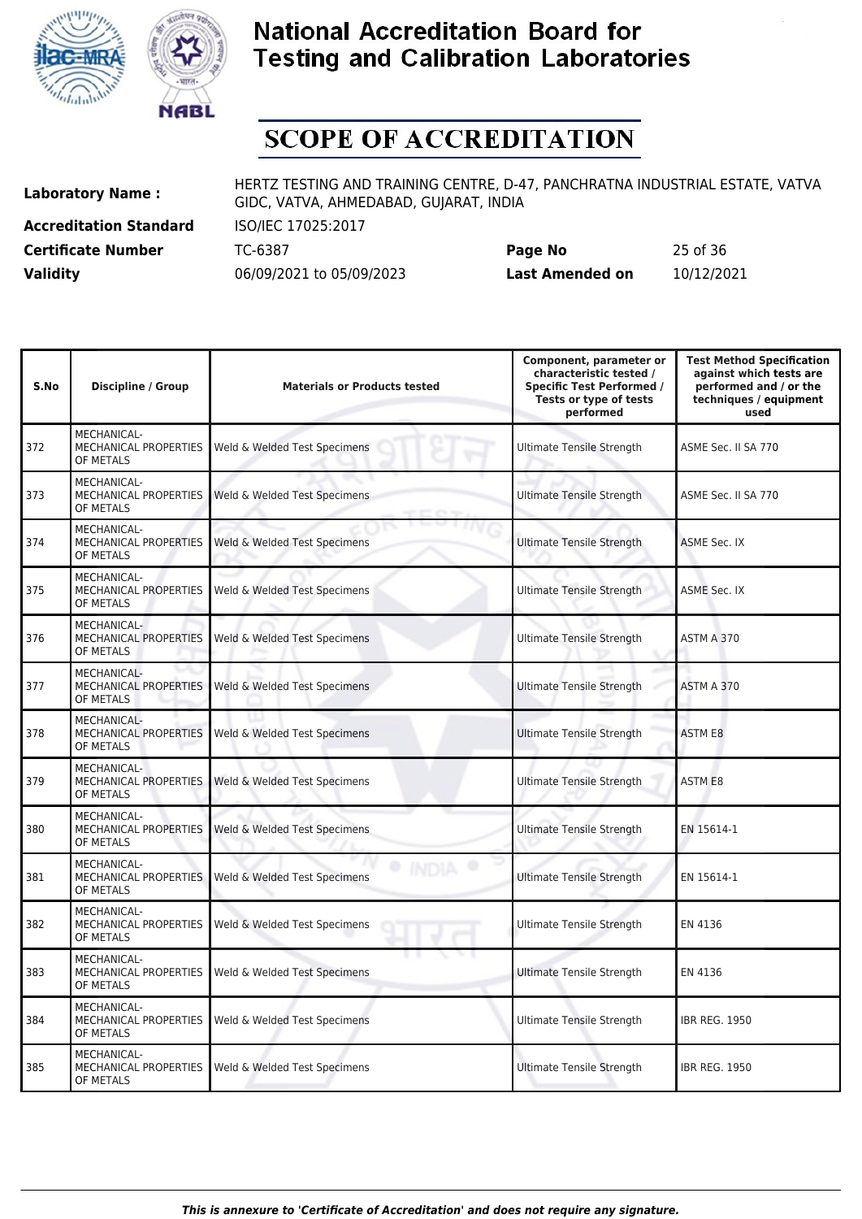# National Accreditation Board for Testing and Calibration Laboratories

## SCOPE OF ACCREDITATION

**Laboratory Name :** HERTZ TESTING AND TRAINING CENTRE, D-47, PANCHRATNA INDUSTRIAL ESTATE, VATVA GIDC, VATVA, AHMEDABAD, GUJARAT, INDIA

**Accreditation Standard** ISO/IEC 17025:2017

**Certificate Number** TC-6387 **Page No** 25 of 36

**Validity** 06/09/2021 to 05/09/2023 **Last Amended on** 10/12/2021

| S.No | Discipline / Group | Materials or Products tested | Component, parameter or characteristic tested / Specific Test Performed / Tests or type of tests performed | Test Method Specification against which tests are performed and / or the techniques / equipment used |
|---|---|---|---|---|
| 372 | MECHANICAL- MECHANICAL PROPERTIES OF METALS | Weld & Welded Test Specimens | Ultimate Tensile Strength | ASME Sec. II SA 770 |
| 373 | MECHANICAL- MECHANICAL PROPERTIES OF METALS | Weld & Welded Test Specimens | Ultimate Tensile Strength | ASME Sec. II SA 770 |
| 374 | MECHANICAL- MECHANICAL PROPERTIES OF METALS | Weld & Welded Test Specimens | Ultimate Tensile Strength | ASME Sec. IX |
| 375 | MECHANICAL- MECHANICAL PROPERTIES OF METALS | Weld & Welded Test Specimens | Ultimate Tensile Strength | ASME Sec. IX |
| 376 | MECHANICAL- MECHANICAL PROPERTIES OF METALS | Weld & Welded Test Specimens | Ultimate Tensile Strength | ASTM A 370 |
| 377 | MECHANICAL- MECHANICAL PROPERTIES OF METALS | Weld & Welded Test Specimens | Ultimate Tensile Strength | ASTM A 370 |
| 378 | MECHANICAL- MECHANICAL PROPERTIES OF METALS | Weld & Welded Test Specimens | Ultimate Tensile Strength | ASTM E8 |
| 379 | MECHANICAL- MECHANICAL PROPERTIES OF METALS | Weld & Welded Test Specimens | Ultimate Tensile Strength | ASTM E8 |
| 380 | MECHANICAL- MECHANICAL PROPERTIES OF METALS | Weld & Welded Test Specimens | Ultimate Tensile Strength | EN 15614-1 |
| 381 | MECHANICAL- MECHANICAL PROPERTIES OF METALS | Weld & Welded Test Specimens | Ultimate Tensile Strength | EN 15614-1 |
| 382 | MECHANICAL- MECHANICAL PROPERTIES OF METALS | Weld & Welded Test Specimens | Ultimate Tensile Strength | EN 4136 |
| 383 | MECHANICAL- MECHANICAL PROPERTIES OF METALS | Weld & Welded Test Specimens | Ultimate Tensile Strength | EN 4136 |
| 384 | MECHANICAL- MECHANICAL PROPERTIES OF METALS | Weld & Welded Test Specimens | Ultimate Tensile Strength | IBR REG. 1950 |
| 385 | MECHANICAL- MECHANICAL PROPERTIES OF METALS | Weld & Welded Test Specimens | Ultimate Tensile Strength | IBR REG. 1950 |

*This is annexure to 'Certificate of Accreditation' and does not require any signature.*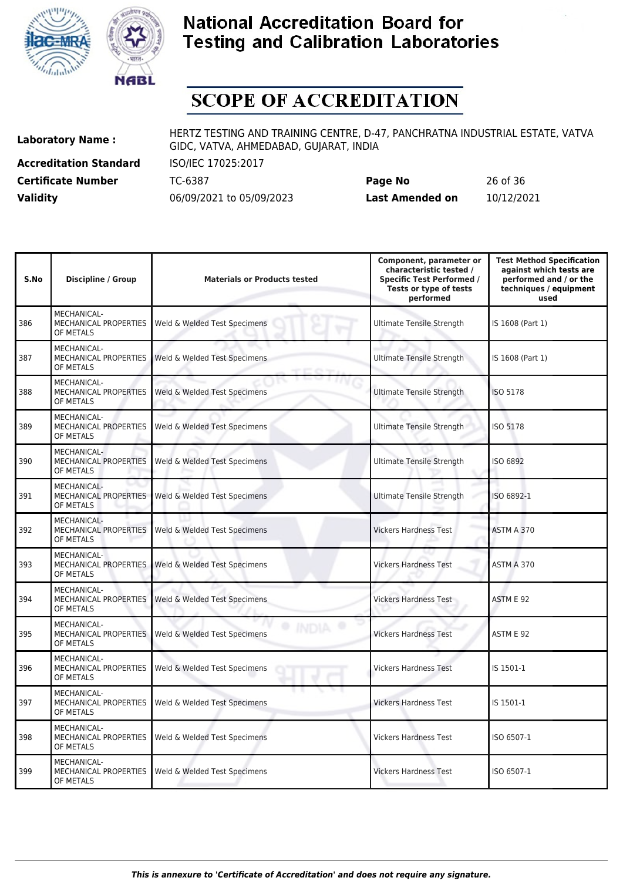# National Accreditation Board for Testing and Calibration Laboratories

## SCOPE OF ACCREDITATION

| | | | |
|---|---|---|---|
| **Laboratory Name :** | HERTZ TESTING AND TRAINING CENTRE, D-47, PANCHRATNA INDUSTRIAL ESTATE, VATVA GIDC, VATVA, AHMEDABAD, GUJARAT, INDIA | | |
| **Accreditation Standard** | ISO/IEC 17025:2017 | | |
| **Certificate Number** | TC-6387 | **Page No** | 26 of 36 |
| **Validity** | 06/09/2021 to 05/09/2023 | **Last Amended on** | 10/12/2021 |

| S.No | Discipline / Group | Materials or Products tested | Component, parameter or characteristic tested / Specific Test Performed / Tests or type of tests performed | Test Method Specification against which tests are performed and / or the techniques / equipment used |
|---|---|---|---|---|
| 386 | MECHANICAL- MECHANICAL PROPERTIES OF METALS | Weld & Welded Test Specimens | Ultimate Tensile Strength | IS 1608 (Part 1) |
| 387 | MECHANICAL- MECHANICAL PROPERTIES OF METALS | Weld & Welded Test Specimens | Ultimate Tensile Strength | IS 1608 (Part 1) |
| 388 | MECHANICAL- MECHANICAL PROPERTIES OF METALS | Weld & Welded Test Specimens | Ultimate Tensile Strength | ISO 5178 |
| 389 | MECHANICAL- MECHANICAL PROPERTIES OF METALS | Weld & Welded Test Specimens | Ultimate Tensile Strength | ISO 5178 |
| 390 | MECHANICAL- MECHANICAL PROPERTIES OF METALS | Weld & Welded Test Specimens | Ultimate Tensile Strength | ISO 6892 |
| 391 | MECHANICAL- MECHANICAL PROPERTIES OF METALS | Weld & Welded Test Specimens | Ultimate Tensile Strength | ISO 6892-1 |
| 392 | MECHANICAL- MECHANICAL PROPERTIES OF METALS | Weld & Welded Test Specimens | Vickers Hardness Test | ASTM A 370 |
| 393 | MECHANICAL- MECHANICAL PROPERTIES OF METALS | Weld & Welded Test Specimens | Vickers Hardness Test | ASTM A 370 |
| 394 | MECHANICAL- MECHANICAL PROPERTIES OF METALS | Weld & Welded Test Specimens | Vickers Hardness Test | ASTM E 92 |
| 395 | MECHANICAL- MECHANICAL PROPERTIES OF METALS | Weld & Welded Test Specimens | Vickers Hardness Test | ASTM E 92 |
| 396 | MECHANICAL- MECHANICAL PROPERTIES OF METALS | Weld & Welded Test Specimens | Vickers Hardness Test | IS 1501-1 |
| 397 | MECHANICAL- MECHANICAL PROPERTIES OF METALS | Weld & Welded Test Specimens | Vickers Hardness Test | IS 1501-1 |
| 398 | MECHANICAL- MECHANICAL PROPERTIES OF METALS | Weld & Welded Test Specimens | Vickers Hardness Test | ISO 6507-1 |
| 399 | MECHANICAL- MECHANICAL PROPERTIES OF METALS | Weld & Welded Test Specimens | Vickers Hardness Test | ISO 6507-1 |

*This is annexure to 'Certificate of Accreditation' and does not require any signature.*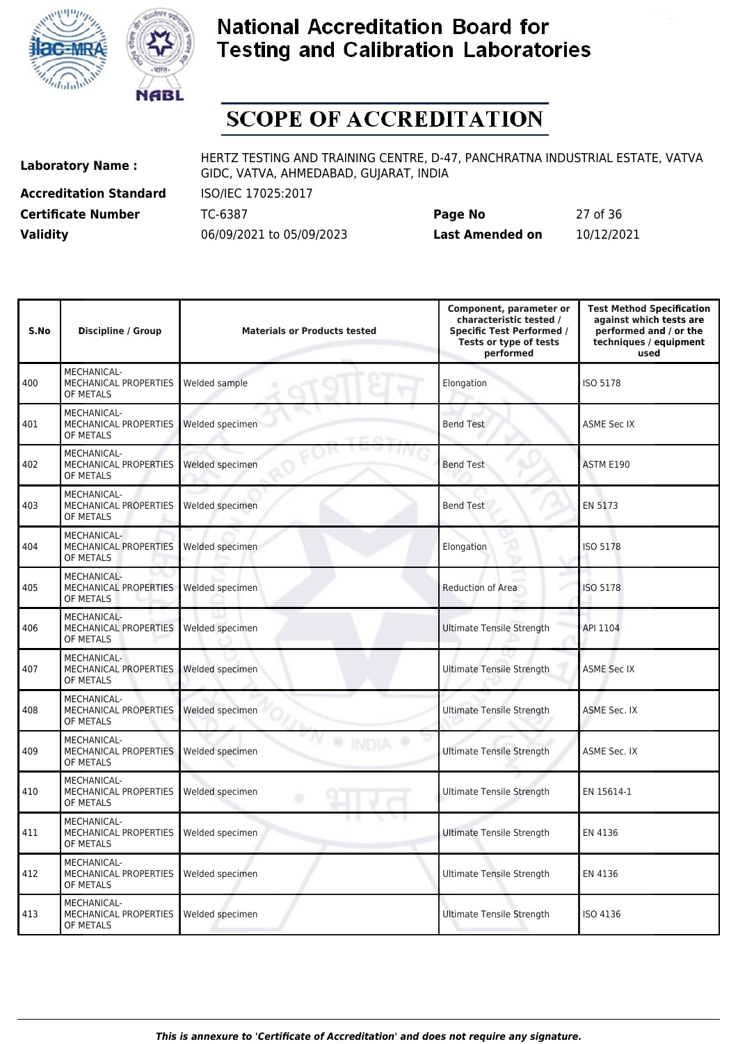# National Accreditation Board for Testing and Calibration Laboratories

## SCOPE OF ACCREDITATION

| | | | |
|---|---|---|---|
| **Laboratory Name :** | HERTZ TESTING AND TRAINING CENTRE, D-47, PANCHRATNA INDUSTRIAL ESTATE, VATVA GIDC, VATVA, AHMEDABAD, GUJARAT, INDIA | | |
| **Accreditation Standard** | ISO/IEC 17025:2017 | | |
| **Certificate Number** | TC-6387 | **Page No** | 27 of 36 |
| **Validity** | 06/09/2021 to 05/09/2023 | **Last Amended on** | 10/12/2021 |

| S.No | Discipline / Group | Materials or Products tested | Component, parameter or characteristic tested / Specific Test Performed / Tests or type of tests performed | Test Method Specification against which tests are performed and / or the techniques / equipment used |
|---|---|---|---|---|
| 400 | MECHANICAL- MECHANICAL PROPERTIES OF METALS | Welded sample | Elongation | ISO 5178 |
| 401 | MECHANICAL- MECHANICAL PROPERTIES OF METALS | Welded specimen | Bend Test | ASME Sec IX |
| 402 | MECHANICAL- MECHANICAL PROPERTIES OF METALS | Welded specimen | Bend Test | ASTM E190 |
| 403 | MECHANICAL- MECHANICAL PROPERTIES OF METALS | Welded specimen | Bend Test | EN 5173 |
| 404 | MECHANICAL- MECHANICAL PROPERTIES OF METALS | Welded specimen | Elongation | ISO 5178 |
| 405 | MECHANICAL- MECHANICAL PROPERTIES OF METALS | Welded specimen | Reduction of Area | ISO 5178 |
| 406 | MECHANICAL- MECHANICAL PROPERTIES OF METALS | Welded specimen | Ultimate Tensile Strength | API 1104 |
| 407 | MECHANICAL- MECHANICAL PROPERTIES OF METALS | Welded specimen | Ultimate Tensile Strength | ASME Sec IX |
| 408 | MECHANICAL- MECHANICAL PROPERTIES OF METALS | Welded specimen | Ultimate Tensile Strength | ASME Sec. IX |
| 409 | MECHANICAL- MECHANICAL PROPERTIES OF METALS | Welded specimen | Ultimate Tensile Strength | ASME Sec. IX |
| 410 | MECHANICAL- MECHANICAL PROPERTIES OF METALS | Welded specimen | Ultimate Tensile Strength | EN 15614-1 |
| 411 | MECHANICAL- MECHANICAL PROPERTIES OF METALS | Welded specimen | Ultimate Tensile Strength | EN 4136 |
| 412 | MECHANICAL- MECHANICAL PROPERTIES OF METALS | Welded specimen | Ultimate Tensile Strength | EN 4136 |
| 413 | MECHANICAL- MECHANICAL PROPERTIES OF METALS | Welded specimen | Ultimate Tensile Strength | ISO 4136 |

*This is annexure to 'Certificate of Accreditation' and does not require any signature.*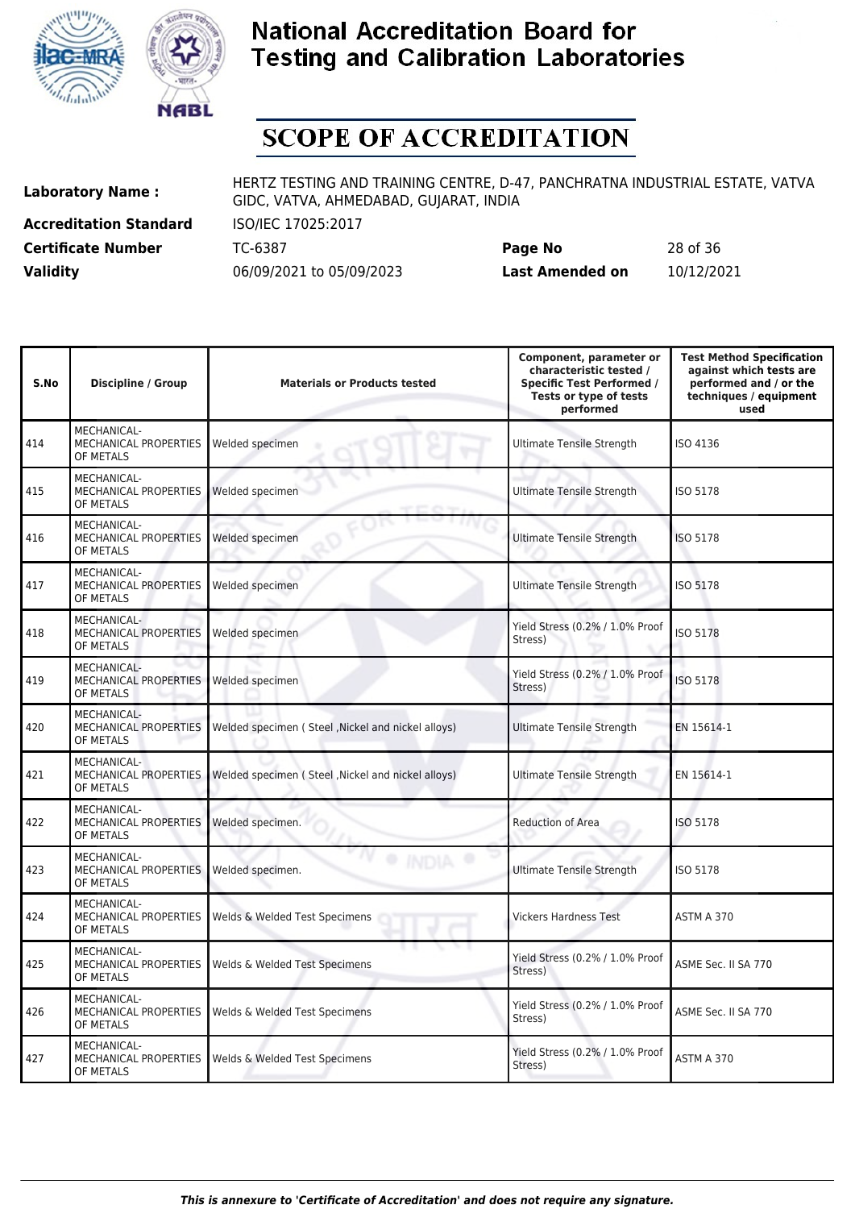# National Accreditation Board for Testing and Calibration Laboratories

## SCOPE OF ACCREDITATION

**Laboratory Name :** HERTZ TESTING AND TRAINING CENTRE, D-47, PANCHRATNA INDUSTRIAL ESTATE, VATVA GIDC, VATVA, AHMEDABAD, GUJARAT, INDIA

**Accreditation Standard** ISO/IEC 17025:2017

**Certificate Number** TC-6387 **Page No** 28 of 36

**Validity** 06/09/2021 to 05/09/2023 **Last Amended on** 10/12/2021

| S.No | Discipline / Group | Materials or Products tested | Component, parameter or characteristic tested / Specific Test Performed / Tests or type of tests performed | Test Method Specification against which tests are performed and / or the techniques / equipment used |
|---|---|---|---|---|
| 414 | MECHANICAL- MECHANICAL PROPERTIES OF METALS | Welded specimen | Ultimate Tensile Strength | ISO 4136 |
| 415 | MECHANICAL- MECHANICAL PROPERTIES OF METALS | Welded specimen | Ultimate Tensile Strength | ISO 5178 |
| 416 | MECHANICAL- MECHANICAL PROPERTIES OF METALS | Welded specimen | Ultimate Tensile Strength | ISO 5178 |
| 417 | MECHANICAL- MECHANICAL PROPERTIES OF METALS | Welded specimen | Ultimate Tensile Strength | ISO 5178 |
| 418 | MECHANICAL- MECHANICAL PROPERTIES OF METALS | Welded specimen | Yield Stress (0.2% / 1.0% Proof Stress) | ISO 5178 |
| 419 | MECHANICAL- MECHANICAL PROPERTIES OF METALS | Welded specimen | Yield Stress (0.2% / 1.0% Proof Stress) | ISO 5178 |
| 420 | MECHANICAL- MECHANICAL PROPERTIES OF METALS | Welded specimen ( Steel ,Nickel and nickel alloys) | Ultimate Tensile Strength | EN 15614-1 |
| 421 | MECHANICAL- MECHANICAL PROPERTIES OF METALS | Welded specimen ( Steel ,Nickel and nickel alloys) | Ultimate Tensile Strength | EN 15614-1 |
| 422 | MECHANICAL- MECHANICAL PROPERTIES OF METALS | Welded specimen. | Reduction of Area | ISO 5178 |
| 423 | MECHANICAL- MECHANICAL PROPERTIES OF METALS | Welded specimen. | Ultimate Tensile Strength | ISO 5178 |
| 424 | MECHANICAL- MECHANICAL PROPERTIES OF METALS | Welds & Welded Test Specimens | Vickers Hardness Test | ASTM A 370 |
| 425 | MECHANICAL- MECHANICAL PROPERTIES OF METALS | Welds & Welded Test Specimens | Yield Stress (0.2% / 1.0% Proof Stress) | ASME Sec. II SA 770 |
| 426 | MECHANICAL- MECHANICAL PROPERTIES OF METALS | Welds & Welded Test Specimens | Yield Stress (0.2% / 1.0% Proof Stress) | ASME Sec. II SA 770 |
| 427 | MECHANICAL- MECHANICAL PROPERTIES OF METALS | Welds & Welded Test Specimens | Yield Stress (0.2% / 1.0% Proof Stress) | ASTM A 370 |

*This is annexure to 'Certificate of Accreditation' and does not require any signature.*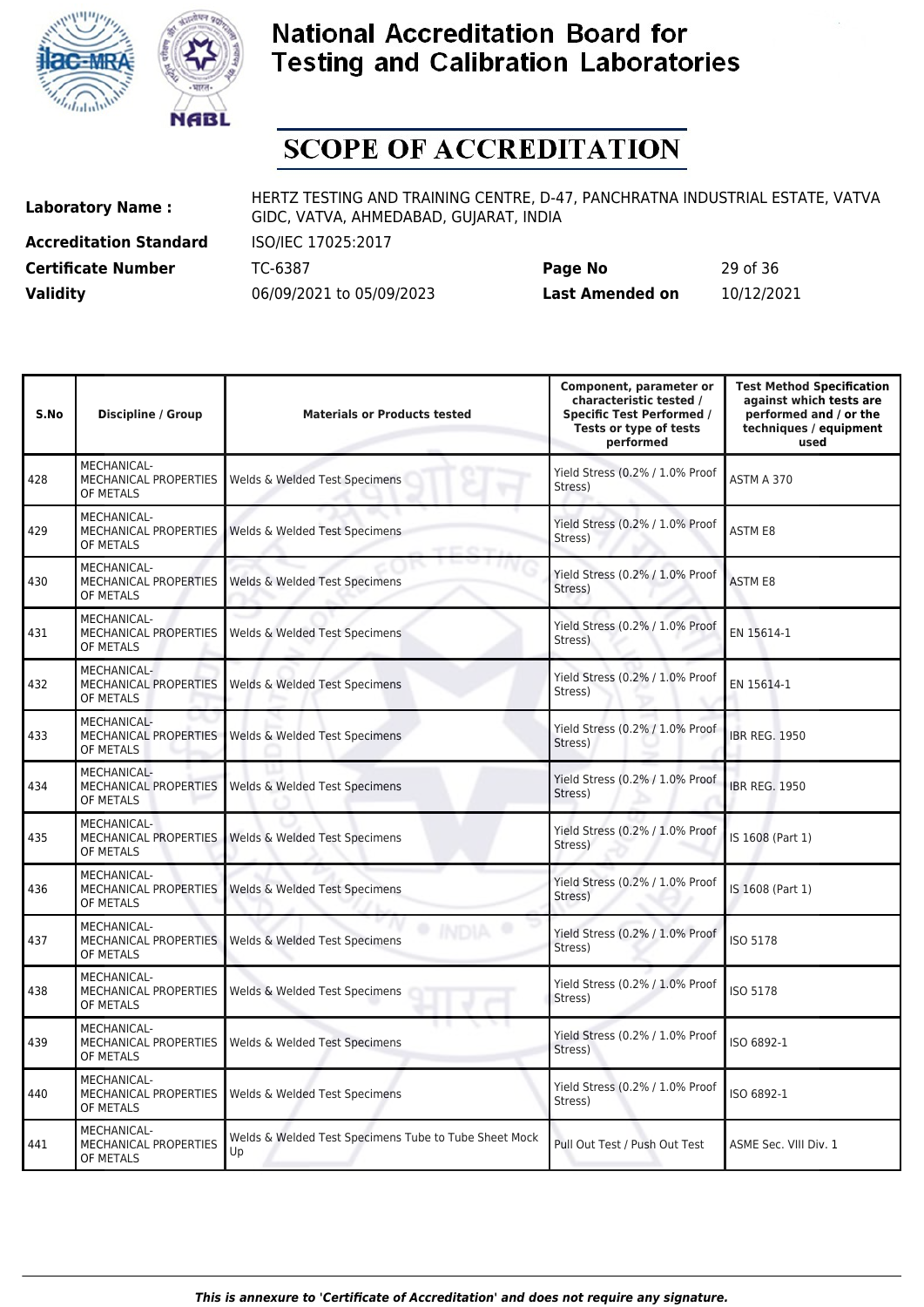# National Accreditation Board for Testing and Calibration Laboratories

## SCOPE OF ACCREDITATION

| | | | |
|---|---|---|---|
| **Laboratory Name :** | HERTZ TESTING AND TRAINING CENTRE, D-47, PANCHRATNA INDUSTRIAL ESTATE, VATVA GIDC, VATVA, AHMEDABAD, GUJARAT, INDIA | | |
| **Accreditation Standard** | ISO/IEC 17025:2017 | | |
| **Certificate Number** | TC-6387 | **Page No** | 29 of 36 |
| **Validity** | 06/09/2021 to 05/09/2023 | **Last Amended on** | 10/12/2021 |

| S.No | Discipline / Group | Materials or Products tested | Component, parameter or characteristic tested / Specific Test Performed / Tests or type of tests performed | Test Method Specification against which tests are performed and / or the techniques / equipment used |
|---|---|---|---|---|
| 428 | MECHANICAL- MECHANICAL PROPERTIES OF METALS | Welds & Welded Test Specimens | Yield Stress (0.2% / 1.0% Proof Stress) | ASTM A 370 |
| 429 | MECHANICAL- MECHANICAL PROPERTIES OF METALS | Welds & Welded Test Specimens | Yield Stress (0.2% / 1.0% Proof Stress) | ASTM E8 |
| 430 | MECHANICAL- MECHANICAL PROPERTIES OF METALS | Welds & Welded Test Specimens | Yield Stress (0.2% / 1.0% Proof Stress) | ASTM E8 |
| 431 | MECHANICAL- MECHANICAL PROPERTIES OF METALS | Welds & Welded Test Specimens | Yield Stress (0.2% / 1.0% Proof Stress) | EN 15614-1 |
| 432 | MECHANICAL- MECHANICAL PROPERTIES OF METALS | Welds & Welded Test Specimens | Yield Stress (0.2% / 1.0% Proof Stress) | EN 15614-1 |
| 433 | MECHANICAL- MECHANICAL PROPERTIES OF METALS | Welds & Welded Test Specimens | Yield Stress (0.2% / 1.0% Proof Stress) | IBR REG. 1950 |
| 434 | MECHANICAL- MECHANICAL PROPERTIES OF METALS | Welds & Welded Test Specimens | Yield Stress (0.2% / 1.0% Proof Stress) | IBR REG. 1950 |
| 435 | MECHANICAL- MECHANICAL PROPERTIES OF METALS | Welds & Welded Test Specimens | Yield Stress (0.2% / 1.0% Proof Stress) | IS 1608 (Part 1) |
| 436 | MECHANICAL- MECHANICAL PROPERTIES OF METALS | Welds & Welded Test Specimens | Yield Stress (0.2% / 1.0% Proof Stress) | IS 1608 (Part 1) |
| 437 | MECHANICAL- MECHANICAL PROPERTIES OF METALS | Welds & Welded Test Specimens | Yield Stress (0.2% / 1.0% Proof Stress) | ISO 5178 |
| 438 | MECHANICAL- MECHANICAL PROPERTIES OF METALS | Welds & Welded Test Specimens | Yield Stress (0.2% / 1.0% Proof Stress) | ISO 5178 |
| 439 | MECHANICAL- MECHANICAL PROPERTIES OF METALS | Welds & Welded Test Specimens | Yield Stress (0.2% / 1.0% Proof Stress) | ISO 6892-1 |
| 440 | MECHANICAL- MECHANICAL PROPERTIES OF METALS | Welds & Welded Test Specimens | Yield Stress (0.2% / 1.0% Proof Stress) | ISO 6892-1 |
| 441 | MECHANICAL- MECHANICAL PROPERTIES OF METALS | Welds & Welded Test Specimens Tube to Tube Sheet Mock Up | Pull Out Test / Push Out Test | ASME Sec. VIII Div. 1 |

*This is annexure to 'Certificate of Accreditation' and does not require any signature.*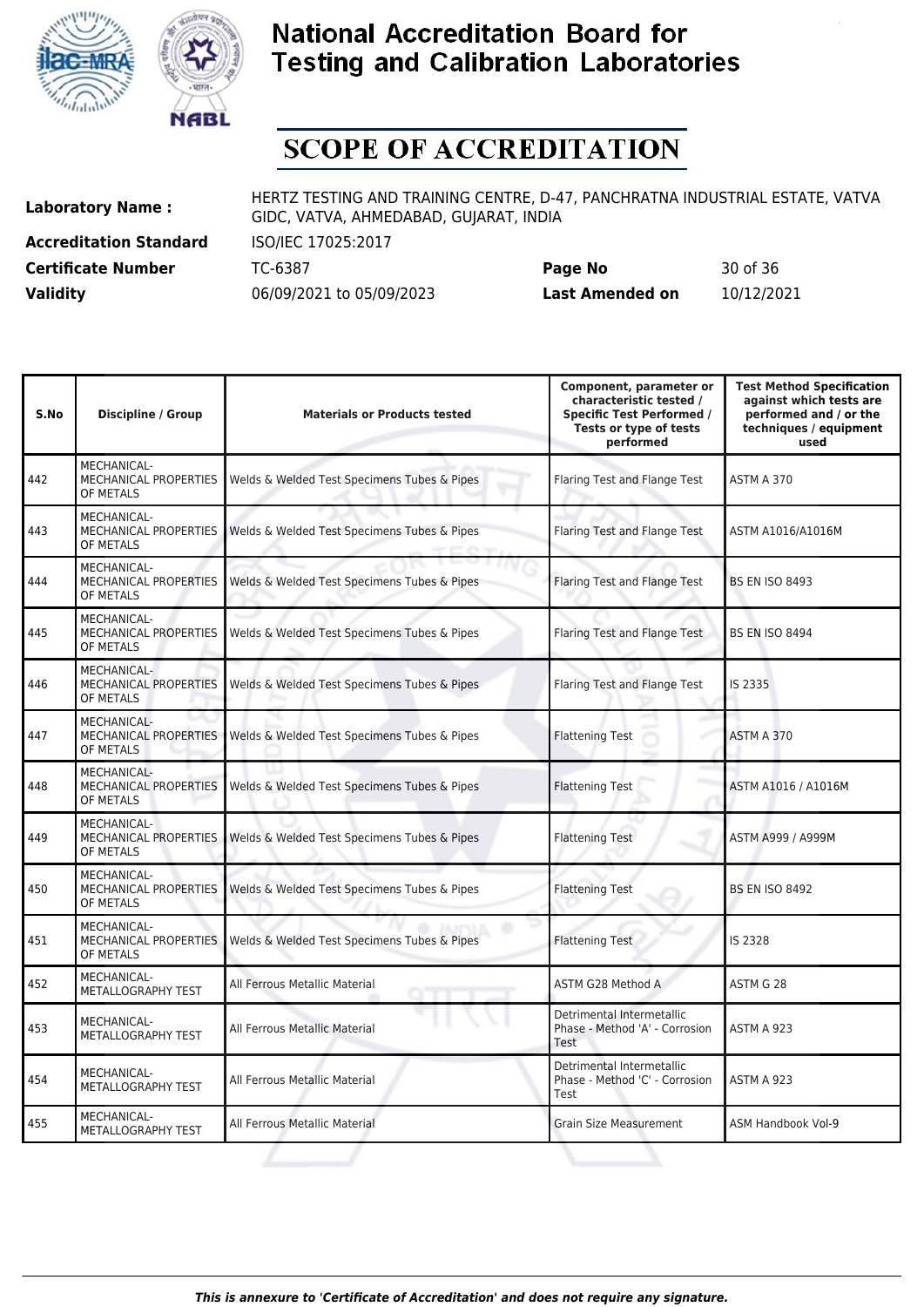# National Accreditation Board for Testing and Calibration Laboratories

## SCOPE OF ACCREDITATION

| | | | |
|---|---|---|---|
| **Laboratory Name :** | HERTZ TESTING AND TRAINING CENTRE, D-47, PANCHRATNA INDUSTRIAL ESTATE, VATVA GIDC, VATVA, AHMEDABAD, GUJARAT, INDIA | | |
| **Accreditation Standard** | ISO/IEC 17025:2017 | | |
| **Certificate Number** | TC-6387 | **Page No** | 30 of 36 |
| **Validity** | 06/09/2021 to 05/09/2023 | **Last Amended on** | 10/12/2021 |

| S.No | Discipline / Group | Materials or Products tested | Component, parameter or characteristic tested / Specific Test Performed / Tests or type of tests performed | Test Method Specification against which tests are performed and / or the techniques / equipment used |
|---|---|---|---|---|
| 442 | MECHANICAL- MECHANICAL PROPERTIES OF METALS | Welds & Welded Test Specimens Tubes & Pipes | Flaring Test and Flange Test | ASTM A 370 |
| 443 | MECHANICAL- MECHANICAL PROPERTIES OF METALS | Welds & Welded Test Specimens Tubes & Pipes | Flaring Test and Flange Test | ASTM A1016/A1016M |
| 444 | MECHANICAL- MECHANICAL PROPERTIES OF METALS | Welds & Welded Test Specimens Tubes & Pipes | Flaring Test and Flange Test | BS EN ISO 8493 |
| 445 | MECHANICAL- MECHANICAL PROPERTIES OF METALS | Welds & Welded Test Specimens Tubes & Pipes | Flaring Test and Flange Test | BS EN ISO 8494 |
| 446 | MECHANICAL- MECHANICAL PROPERTIES OF METALS | Welds & Welded Test Specimens Tubes & Pipes | Flaring Test and Flange Test | IS 2335 |
| 447 | MECHANICAL- MECHANICAL PROPERTIES OF METALS | Welds & Welded Test Specimens Tubes & Pipes | Flattening Test | ASTM A 370 |
| 448 | MECHANICAL- MECHANICAL PROPERTIES OF METALS | Welds & Welded Test Specimens Tubes & Pipes | Flattening Test | ASTM A1016 / A1016M |
| 449 | MECHANICAL- MECHANICAL PROPERTIES OF METALS | Welds & Welded Test Specimens Tubes & Pipes | Flattening Test | ASTM A999 / A999M |
| 450 | MECHANICAL- MECHANICAL PROPERTIES OF METALS | Welds & Welded Test Specimens Tubes & Pipes | Flattening Test | BS EN ISO 8492 |
| 451 | MECHANICAL- MECHANICAL PROPERTIES OF METALS | Welds & Welded Test Specimens Tubes & Pipes | Flattening Test | IS 2328 |
| 452 | MECHANICAL- METALLOGRAPHY TEST | All Ferrous Metallic Material | ASTM G28 Method A | ASTM G 28 |
| 453 | MECHANICAL- METALLOGRAPHY TEST | All Ferrous Metallic Material | Detrimental Intermetallic Phase - Method 'A' - Corrosion Test | ASTM A 923 |
| 454 | MECHANICAL- METALLOGRAPHY TEST | All Ferrous Metallic Material | Detrimental Intermetallic Phase - Method 'C' - Corrosion Test | ASTM A 923 |
| 455 | MECHANICAL- METALLOGRAPHY TEST | All Ferrous Metallic Material | Grain Size Measurement | ASM Handbook Vol-9 |

*This is annexure to 'Certificate of Accreditation' and does not require any signature.*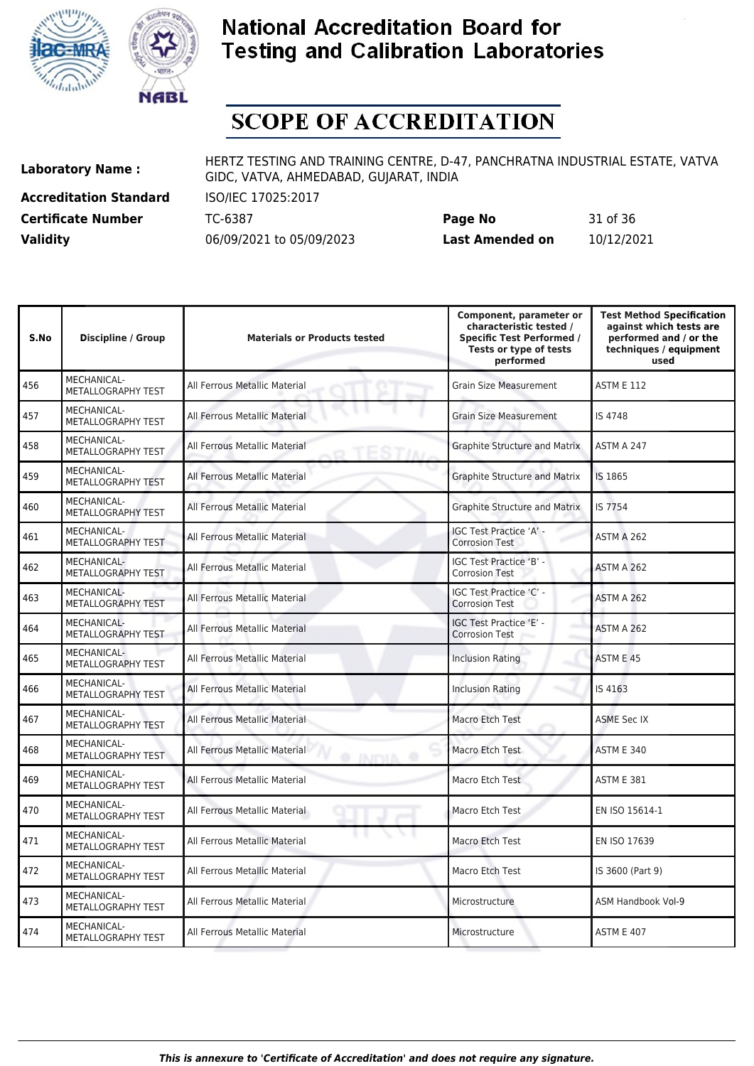# National Accreditation Board for Testing and Calibration Laboratories

## SCOPE OF ACCREDITATION

**Laboratory Name :** HERTZ TESTING AND TRAINING CENTRE, D-47, PANCHRATNA INDUSTRIAL ESTATE, VATVA GIDC, VATVA, AHMEDABAD, GUJARAT, INDIA

**Accreditation Standard** ISO/IEC 17025:2017

**Certificate Number** TC-6387 **Page No** 31 of 36

**Validity** 06/09/2021 to 05/09/2023 **Last Amended on** 10/12/2021

| S.No | Discipline / Group | Materials or Products tested | Component, parameter or characteristic tested / Specific Test Performed / Tests or type of tests performed | Test Method Specification against which tests are performed and / or the techniques / equipment used |
|---|---|---|---|---|
| 456 | MECHANICAL- METALLOGRAPHY TEST | All Ferrous Metallic Material | Grain Size Measurement | ASTM E 112 |
| 457 | MECHANICAL- METALLOGRAPHY TEST | All Ferrous Metallic Material | Grain Size Measurement | IS 4748 |
| 458 | MECHANICAL- METALLOGRAPHY TEST | All Ferrous Metallic Material | Graphite Structure and Matrix | ASTM A 247 |
| 459 | MECHANICAL- METALLOGRAPHY TEST | All Ferrous Metallic Material | Graphite Structure and Matrix | IS 1865 |
| 460 | MECHANICAL- METALLOGRAPHY TEST | All Ferrous Metallic Material | Graphite Structure and Matrix | IS 7754 |
| 461 | MECHANICAL- METALLOGRAPHY TEST | All Ferrous Metallic Material | IGC Test Practice 'A' - Corrosion Test | ASTM A 262 |
| 462 | MECHANICAL- METALLOGRAPHY TEST | All Ferrous Metallic Material | IGC Test Practice 'B' - Corrosion Test | ASTM A 262 |
| 463 | MECHANICAL- METALLOGRAPHY TEST | All Ferrous Metallic Material | IGC Test Practice 'C' - Corrosion Test | ASTM A 262 |
| 464 | MECHANICAL- METALLOGRAPHY TEST | All Ferrous Metallic Material | IGC Test Practice 'E' - Corrosion Test | ASTM A 262 |
| 465 | MECHANICAL- METALLOGRAPHY TEST | All Ferrous Metallic Material | Inclusion Rating | ASTM E 45 |
| 466 | MECHANICAL- METALLOGRAPHY TEST | All Ferrous Metallic Material | Inclusion Rating | IS 4163 |
| 467 | MECHANICAL- METALLOGRAPHY TEST | All Ferrous Metallic Material | Macro Etch Test | ASME Sec IX |
| 468 | MECHANICAL- METALLOGRAPHY TEST | All Ferrous Metallic Material | Macro Etch Test | ASTM E 340 |
| 469 | MECHANICAL- METALLOGRAPHY TEST | All Ferrous Metallic Material | Macro Etch Test | ASTM E 381 |
| 470 | MECHANICAL- METALLOGRAPHY TEST | All Ferrous Metallic Material | Macro Etch Test | EN ISO 15614-1 |
| 471 | MECHANICAL- METALLOGRAPHY TEST | All Ferrous Metallic Material | Macro Etch Test | EN ISO 17639 |
| 472 | MECHANICAL- METALLOGRAPHY TEST | All Ferrous Metallic Material | Macro Etch Test | IS 3600 (Part 9) |
| 473 | MECHANICAL- METALLOGRAPHY TEST | All Ferrous Metallic Material | Microstructure | ASM Handbook Vol-9 |
| 474 | MECHANICAL- METALLOGRAPHY TEST | All Ferrous Metallic Material | Microstructure | ASTM E 407 |

*This is annexure to 'Certificate of Accreditation' and does not require any signature.*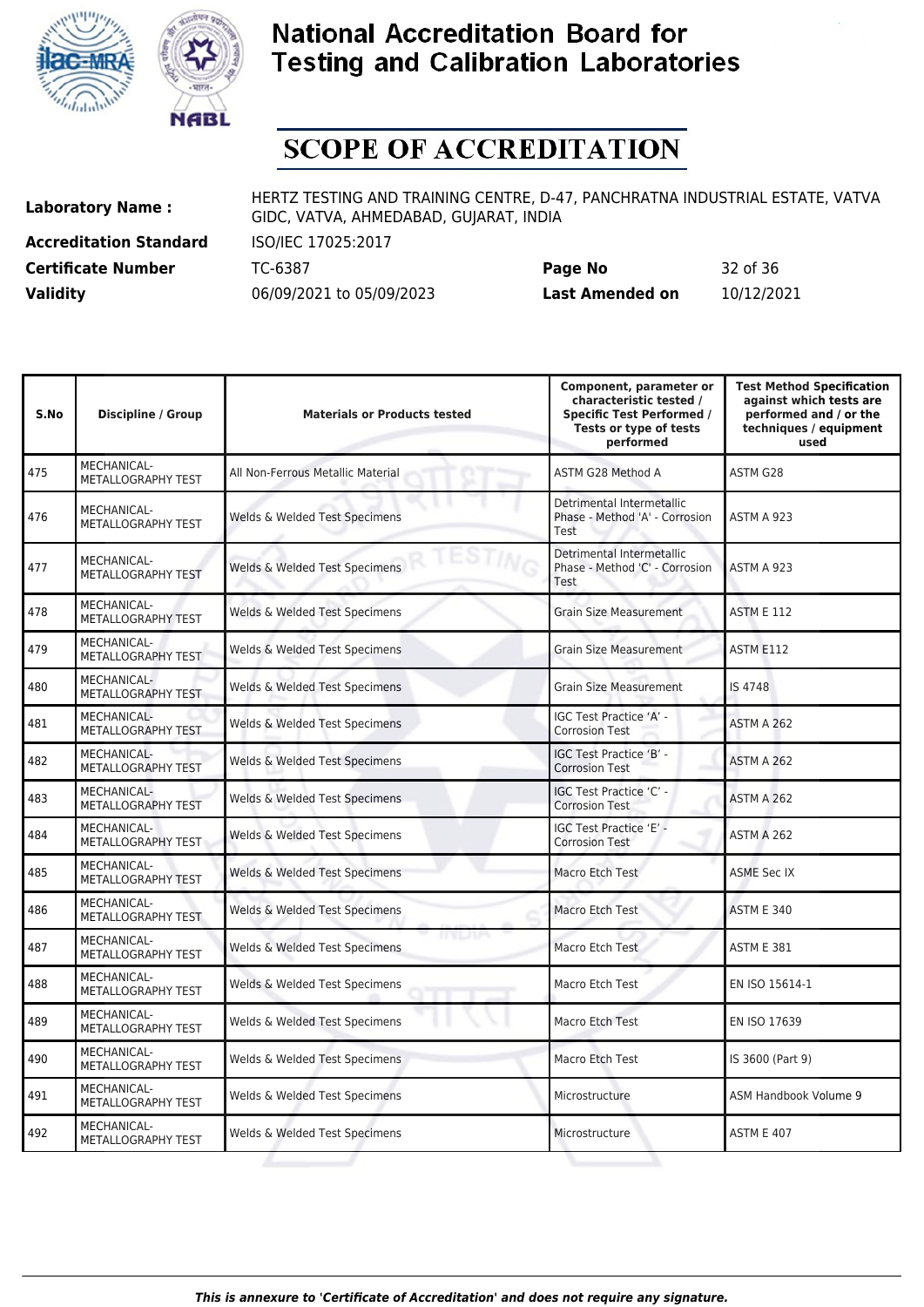# National Accreditation Board for Testing and Calibration Laboratories

## SCOPE OF ACCREDITATION

**Laboratory Name :** HERTZ TESTING AND TRAINING CENTRE, D-47, PANCHRATNA INDUSTRIAL ESTATE, VATVA GIDC, VATVA, AHMEDABAD, GUJARAT, INDIA

**Accreditation Standard** ISO/IEC 17025:2017

**Certificate Number** TC-6387 **Page No** 32 of 36

**Validity** 06/09/2021 to 05/09/2023 **Last Amended on** 10/12/2021

| S.No | Discipline / Group | Materials or Products tested | Component, parameter or characteristic tested / Specific Test Performed / Tests or type of tests performed | Test Method Specification against which tests are performed and / or the techniques / equipment used |
|---|---|---|---|---|
| 475 | MECHANICAL- METALLOGRAPHY TEST | All Non-Ferrous Metallic Material | ASTM G28 Method A | ASTM G28 |
| 476 | MECHANICAL- METALLOGRAPHY TEST | Welds & Welded Test Specimens | Detrimental Intermetallic Phase - Method 'A' - Corrosion Test | ASTM A 923 |
| 477 | MECHANICAL- METALLOGRAPHY TEST | Welds & Welded Test Specimens | Detrimental Intermetallic Phase - Method 'C' - Corrosion Test | ASTM A 923 |
| 478 | MECHANICAL- METALLOGRAPHY TEST | Welds & Welded Test Specimens | Grain Size Measurement | ASTM E 112 |
| 479 | MECHANICAL- METALLOGRAPHY TEST | Welds & Welded Test Specimens | Grain Size Measurement | ASTM E112 |
| 480 | MECHANICAL- METALLOGRAPHY TEST | Welds & Welded Test Specimens | Grain Size Measurement | IS 4748 |
| 481 | MECHANICAL- METALLOGRAPHY TEST | Welds & Welded Test Specimens | IGC Test Practice 'A' - Corrosion Test | ASTM A 262 |
| 482 | MECHANICAL- METALLOGRAPHY TEST | Welds & Welded Test Specimens | IGC Test Practice 'B' - Corrosion Test | ASTM A 262 |
| 483 | MECHANICAL- METALLOGRAPHY TEST | Welds & Welded Test Specimens | IGC Test Practice 'C' - Corrosion Test | ASTM A 262 |
| 484 | MECHANICAL- METALLOGRAPHY TEST | Welds & Welded Test Specimens | IGC Test Practice 'E' - Corrosion Test | ASTM A 262 |
| 485 | MECHANICAL- METALLOGRAPHY TEST | Welds & Welded Test Specimens | Macro Etch Test | ASME Sec IX |
| 486 | MECHANICAL- METALLOGRAPHY TEST | Welds & Welded Test Specimens | Macro Etch Test | ASTM E 340 |
| 487 | MECHANICAL- METALLOGRAPHY TEST | Welds & Welded Test Specimens | Macro Etch Test | ASTM E 381 |
| 488 | MECHANICAL- METALLOGRAPHY TEST | Welds & Welded Test Specimens | Macro Etch Test | EN ISO 15614-1 |
| 489 | MECHANICAL- METALLOGRAPHY TEST | Welds & Welded Test Specimens | Macro Etch Test | EN ISO 17639 |
| 490 | MECHANICAL- METALLOGRAPHY TEST | Welds & Welded Test Specimens | Macro Etch Test | IS 3600 (Part 9) |
| 491 | MECHANICAL- METALLOGRAPHY TEST | Welds & Welded Test Specimens | Microstructure | ASM Handbook Volume 9 |
| 492 | MECHANICAL- METALLOGRAPHY TEST | Welds & Welded Test Specimens | Microstructure | ASTM E 407 |

*This is annexure to 'Certificate of Accreditation' and does not require any signature.*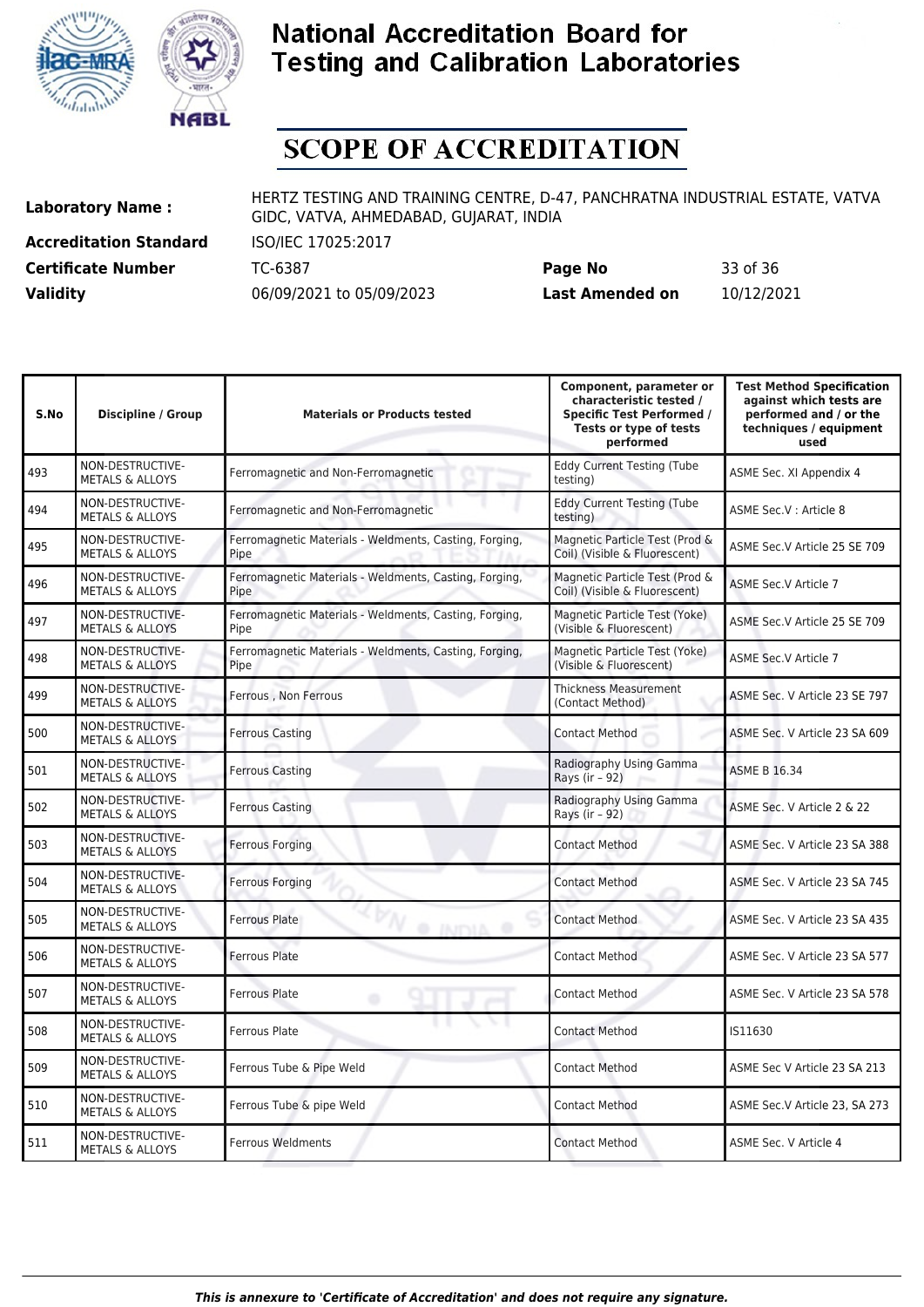# National Accreditation Board for Testing and Calibration Laboratories

# SCOPE OF ACCREDITATION

| | | | |
|---|---|---|---|
| **Laboratory Name :** | HERTZ TESTING AND TRAINING CENTRE, D-47, PANCHRATNA INDUSTRIAL ESTATE, VATVA GIDC, VATVA, AHMEDABAD, GUJARAT, INDIA | | |
| **Accreditation Standard** | ISO/IEC 17025:2017 | | |
| **Certificate Number** | TC-6387 | **Page No** | 33 of 36 |
| **Validity** | 06/09/2021 to 05/09/2023 | **Last Amended on** | 10/12/2021 |

| S.No | Discipline / Group | Materials or Products tested | Component, parameter or characteristic tested / Specific Test Performed / Tests or type of tests performed | Test Method Specification against which tests are performed and / or the techniques / equipment used |
|---|---|---|---|---|
| 493 | NON-DESTRUCTIVE-METALS & ALLOYS | Ferromagnetic and Non-Ferromagnetic | Eddy Current Testing (Tube testing) | ASME Sec. XI Appendix 4 |
| 494 | NON-DESTRUCTIVE-METALS & ALLOYS | Ferromagnetic and Non-Ferromagnetic | Eddy Current Testing (Tube testing) | ASME Sec.V : Article 8 |
| 495 | NON-DESTRUCTIVE-METALS & ALLOYS | Ferromagnetic Materials - Weldments, Casting, Forging, Pipe | Magnetic Particle Test (Prod & Coil) (Visible & Fluorescent) | ASME Sec.V Article 25 SE 709 |
| 496 | NON-DESTRUCTIVE-METALS & ALLOYS | Ferromagnetic Materials - Weldments, Casting, Forging, Pipe | Magnetic Particle Test (Prod & Coil) (Visible & Fluorescent) | ASME Sec.V Article 7 |
| 497 | NON-DESTRUCTIVE-METALS & ALLOYS | Ferromagnetic Materials - Weldments, Casting, Forging, Pipe | Magnetic Particle Test (Yoke) (Visible & Fluorescent) | ASME Sec.V Article 25 SE 709 |
| 498 | NON-DESTRUCTIVE-METALS & ALLOYS | Ferromagnetic Materials - Weldments, Casting, Forging, Pipe | Magnetic Particle Test (Yoke) (Visible & Fluorescent) | ASME Sec.V Article 7 |
| 499 | NON-DESTRUCTIVE-METALS & ALLOYS | Ferrous , Non Ferrous | Thickness Measurement (Contact Method) | ASME Sec. V Article 23 SE 797 |
| 500 | NON-DESTRUCTIVE-METALS & ALLOYS | Ferrous Casting | Contact Method | ASME Sec. V Article 23 SA 609 |
| 501 | NON-DESTRUCTIVE-METALS & ALLOYS | Ferrous Casting | Radiography Using Gamma Rays (ir – 92) | ASME B 16.34 |
| 502 | NON-DESTRUCTIVE-METALS & ALLOYS | Ferrous Casting | Radiography Using Gamma Rays (ir – 92) | ASME Sec. V Article 2 & 22 |
| 503 | NON-DESTRUCTIVE-METALS & ALLOYS | Ferrous Forging | Contact Method | ASME Sec. V Article 23 SA 388 |
| 504 | NON-DESTRUCTIVE-METALS & ALLOYS | Ferrous Forging | Contact Method | ASME Sec. V Article 23 SA 745 |
| 505 | NON-DESTRUCTIVE-METALS & ALLOYS | Ferrous Plate | Contact Method | ASME Sec. V Article 23 SA 435 |
| 506 | NON-DESTRUCTIVE-METALS & ALLOYS | Ferrous Plate | Contact Method | ASME Sec. V Article 23 SA 577 |
| 507 | NON-DESTRUCTIVE-METALS & ALLOYS | Ferrous Plate | Contact Method | ASME Sec. V Article 23 SA 578 |
| 508 | NON-DESTRUCTIVE-METALS & ALLOYS | Ferrous Plate | Contact Method | IS11630 |
| 509 | NON-DESTRUCTIVE-METALS & ALLOYS | Ferrous Tube & Pipe Weld | Contact Method | ASME Sec V Article 23 SA 213 |
| 510 | NON-DESTRUCTIVE-METALS & ALLOYS | Ferrous Tube & pipe Weld | Contact Method | ASME Sec.V Article 23, SA 273 |
| 511 | NON-DESTRUCTIVE-METALS & ALLOYS | Ferrous Weldments | Contact Method | ASME Sec. V Article 4 |

*This is annexure to 'Certificate of Accreditation' and does not require any signature.*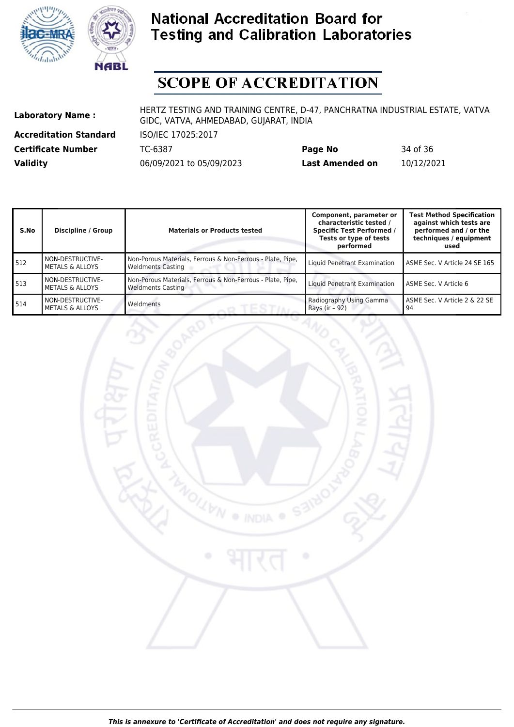# National Accreditation Board for Testing and Calibration Laboratories

## SCOPE OF ACCREDITATION

| | | | |
|---|---|---|---|
| **Laboratory Name :** | HERTZ TESTING AND TRAINING CENTRE, D-47, PANCHRATNA INDUSTRIAL ESTATE, VATVA GIDC, VATVA, AHMEDABAD, GUJARAT, INDIA | | |
| **Accreditation Standard** | ISO/IEC 17025:2017 | | |
| **Certificate Number** | TC-6387 | **Page No** | 34 of 36 |
| **Validity** | 06/09/2021 to 05/09/2023 | **Last Amended on** | 10/12/2021 |

| S.No | Discipline / Group | Materials or Products tested | Component, parameter or characteristic tested / Specific Test Performed / Tests or type of tests performed | Test Method Specification against which tests are performed and / or the techniques / equipment used |
|---|---|---|---|---|
| 512 | NON-DESTRUCTIVE-METALS & ALLOYS | Non-Porous Materials, Ferrous & Non-Ferrous - Plate, Pipe, Weldments Casting | Liquid Penetrant Examination | ASME Sec. V Article 24 SE 165 |
| 513 | NON-DESTRUCTIVE-METALS & ALLOYS | Non-Porous Materials, Ferrous & Non-Ferrous - Plate, Pipe, Weldments Casting | Liquid Penetrant Examination | ASME Sec. V Article 6 |
| 514 | NON-DESTRUCTIVE-METALS & ALLOYS | Weldments | Radiography Using Gamma Rays (ir – 92) | ASME Sec. V Article 2 & 22 SE 94 |

*This is annexure to 'Certificate of Accreditation' and does not require any signature.*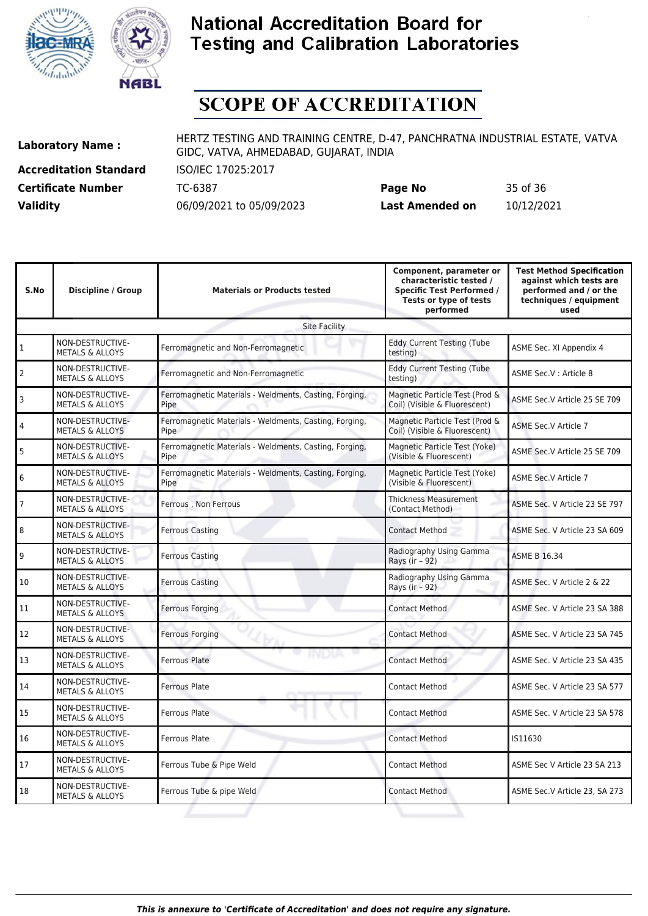# National Accreditation Board for Testing and Calibration Laboratories

## SCOPE OF ACCREDITATION

| | | | |
|---|---|---|---|
| **Laboratory Name :** | HERTZ TESTING AND TRAINING CENTRE, D-47, PANCHRATNA INDUSTRIAL ESTATE, VATVA GIDC, VATVA, AHMEDABAD, GUJARAT, INDIA | | |
| **Accreditation Standard** | ISO/IEC 17025:2017 | | |
| **Certificate Number** | TC-6387 | **Page No** | 35 of 36 |
| **Validity** | 06/09/2021 to 05/09/2023 | **Last Amended on** | 10/12/2021 |

| S.No | Discipline / Group | Materials or Products tested | Component, parameter or characteristic tested / Specific Test Performed / Tests or type of tests performed | Test Method Specification against which tests are performed and / or the techniques / equipment used |
|---|---|---|---|---|
| | | Site Facility | | |
| 1 | NON-DESTRUCTIVE-METALS & ALLOYS | Ferromagnetic and Non-Ferromagnetic | Eddy Current Testing (Tube testing) | ASME Sec. XI Appendix 4 |
| 2 | NON-DESTRUCTIVE-METALS & ALLOYS | Ferromagnetic and Non-Ferromagnetic | Eddy Current Testing (Tube testing) | ASME Sec.V : Article 8 |
| 3 | NON-DESTRUCTIVE-METALS & ALLOYS | Ferromagnetic Materials - Weldments, Casting, Forging, Pipe | Magnetic Particle Test (Prod & Coil) (Visible & Fluorescent) | ASME Sec.V Article 25 SE 709 |
| 4 | NON-DESTRUCTIVE-METALS & ALLOYS | Ferromagnetic Materials - Weldments, Casting, Forging, Pipe | Magnetic Particle Test (Prod & Coil) (Visible & Fluorescent) | ASME Sec.V Article 7 |
| 5 | NON-DESTRUCTIVE-METALS & ALLOYS | Ferromagnetic Materials - Weldments, Casting, Forging, Pipe | Magnetic Particle Test (Yoke) (Visible & Fluorescent) | ASME Sec.V Article 25 SE 709 |
| 6 | NON-DESTRUCTIVE-METALS & ALLOYS | Ferromagnetic Materials - Weldments, Casting, Forging, Pipe | Magnetic Particle Test (Yoke) (Visible & Fluorescent) | ASME Sec.V Article 7 |
| 7 | NON-DESTRUCTIVE-METALS & ALLOYS | Ferrous , Non Ferrous | Thickness Measurement (Contact Method) | ASME Sec. V Article 23 SE 797 |
| 8 | NON-DESTRUCTIVE-METALS & ALLOYS | Ferrous Casting | Contact Method | ASME Sec. V Article 23 SA 609 |
| 9 | NON-DESTRUCTIVE-METALS & ALLOYS | Ferrous Casting | Radiography Using Gamma Rays (ir – 92) | ASME B 16.34 |
| 10 | NON-DESTRUCTIVE-METALS & ALLOYS | Ferrous Casting | Radiography Using Gamma Rays (ir – 92) | ASME Sec. V Article 2 & 22 |
| 11 | NON-DESTRUCTIVE-METALS & ALLOYS | Ferrous Forging | Contact Method | ASME Sec. V Article 23 SA 388 |
| 12 | NON-DESTRUCTIVE-METALS & ALLOYS | Ferrous Forging | Contact Method | ASME Sec. V Article 23 SA 745 |
| 13 | NON-DESTRUCTIVE-METALS & ALLOYS | Ferrous Plate | Contact Method | ASME Sec. V Article 23 SA 435 |
| 14 | NON-DESTRUCTIVE-METALS & ALLOYS | Ferrous Plate | Contact Method | ASME Sec. V Article 23 SA 577 |
| 15 | NON-DESTRUCTIVE-METALS & ALLOYS | Ferrous Plate | Contact Method | ASME Sec. V Article 23 SA 578 |
| 16 | NON-DESTRUCTIVE-METALS & ALLOYS | Ferrous Plate | Contact Method | IS11630 |
| 17 | NON-DESTRUCTIVE-METALS & ALLOYS | Ferrous Tube & Pipe Weld | Contact Method | ASME Sec V Article 23 SA 213 |
| 18 | NON-DESTRUCTIVE-METALS & ALLOYS | Ferrous Tube & pipe Weld | Contact Method | ASME Sec.V Article 23, SA 273 |

*This is annexure to 'Certificate of Accreditation' and does not require any signature.*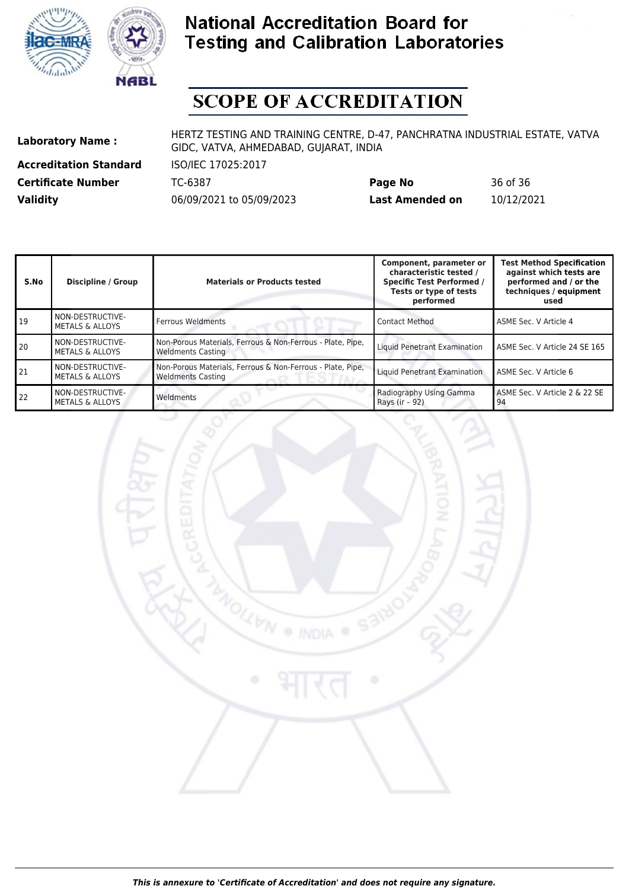# National Accreditation Board for Testing and Calibration Laboratories

# SCOPE OF ACCREDITATION

| | | | |
|---|---|---|---|
| **Laboratory Name :** | HERTZ TESTING AND TRAINING CENTRE, D-47, PANCHRATNA INDUSTRIAL ESTATE, VATVA GIDC, VATVA, AHMEDABAD, GUJARAT, INDIA | | |
| **Accreditation Standard** | ISO/IEC 17025:2017 | | |
| **Certificate Number** | TC-6387 | **Page No** | 36 of 36 |
| **Validity** | 06/09/2021 to 05/09/2023 | **Last Amended on** | 10/12/2021 |

| S.No | Discipline / Group | Materials or Products tested | Component, parameter or characteristic tested / Specific Test Performed / Tests or type of tests performed | Test Method Specification against which tests are performed and / or the techniques / equipment used |
|---|---|---|---|---|
| 19 | NON-DESTRUCTIVE-METALS & ALLOYS | Ferrous Weldments | Contact Method | ASME Sec. V Article 4 |
| 20 | NON-DESTRUCTIVE-METALS & ALLOYS | Non-Porous Materials, Ferrous & Non-Ferrous - Plate, Pipe, Weldments Casting | Liquid Penetrant Examination | ASME Sec. V Article 24 SE 165 |
| 21 | NON-DESTRUCTIVE-METALS & ALLOYS | Non-Porous Materials, Ferrous & Non-Ferrous - Plate, Pipe, Weldments Casting | Liquid Penetrant Examination | ASME Sec. V Article 6 |
| 22 | NON-DESTRUCTIVE-METALS & ALLOYS | Weldments | Radiography Using Gamma Rays (ir – 92) | ASME Sec. V Article 2 & 22 SE 94 |

*This is annexure to 'Certificate of Accreditation' and does not require any signature.*